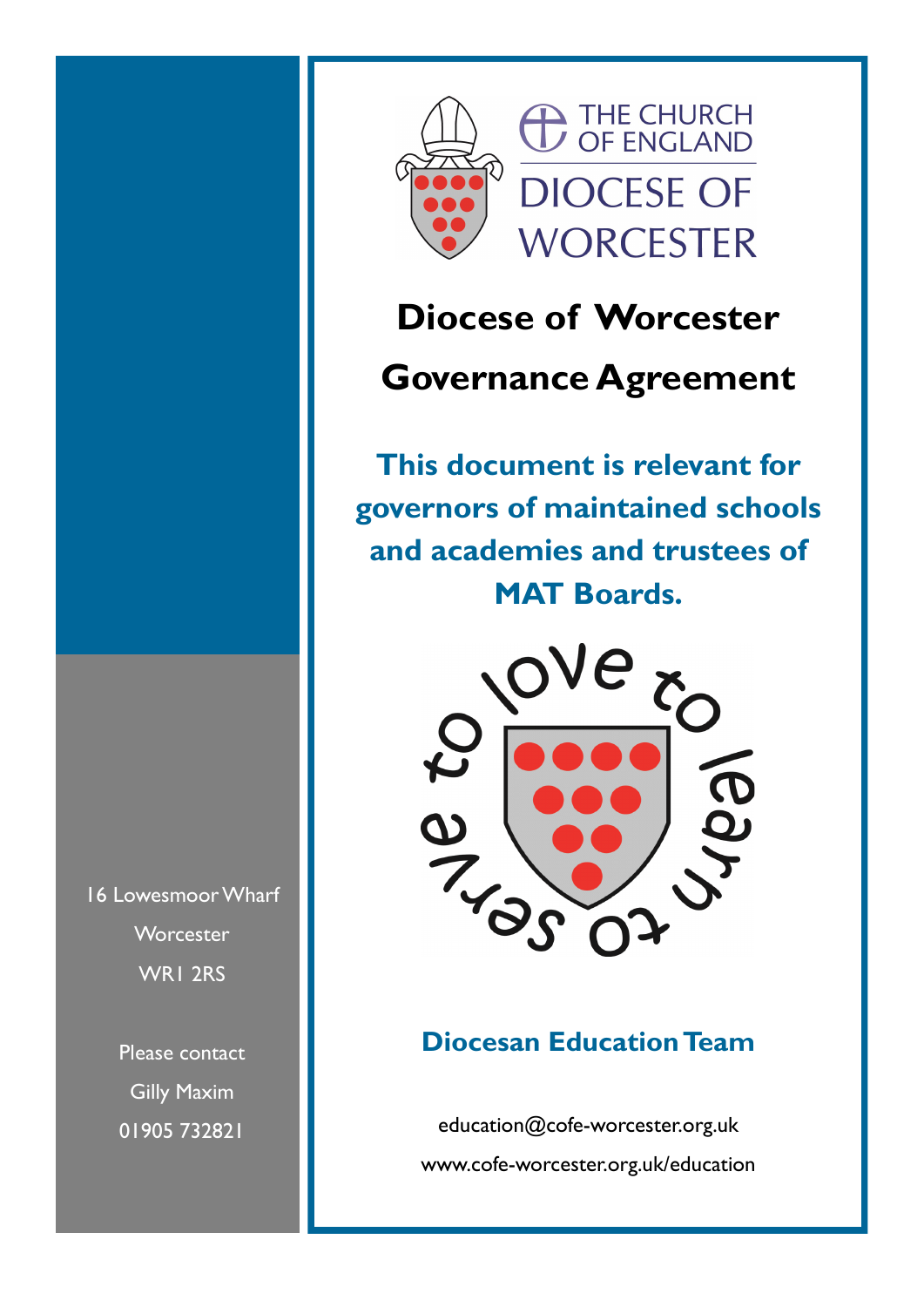THE CHURCH OF ENGLAND

DIOCESE OF WORCESTER

# Diocese of Worcester Governance Agreement

**This document is relevant for governors of maintained schools and academies and trustees of MAT Boards.**

to love to learn to serve

## Diocesan Education Team

education@cofe-worcester.org.uk

www.cofe-worcester.org.uk/education

16 Lowesmoor Wharf
Worcester
WR1 2RS

Please contact
Gilly Maxim
01905 732821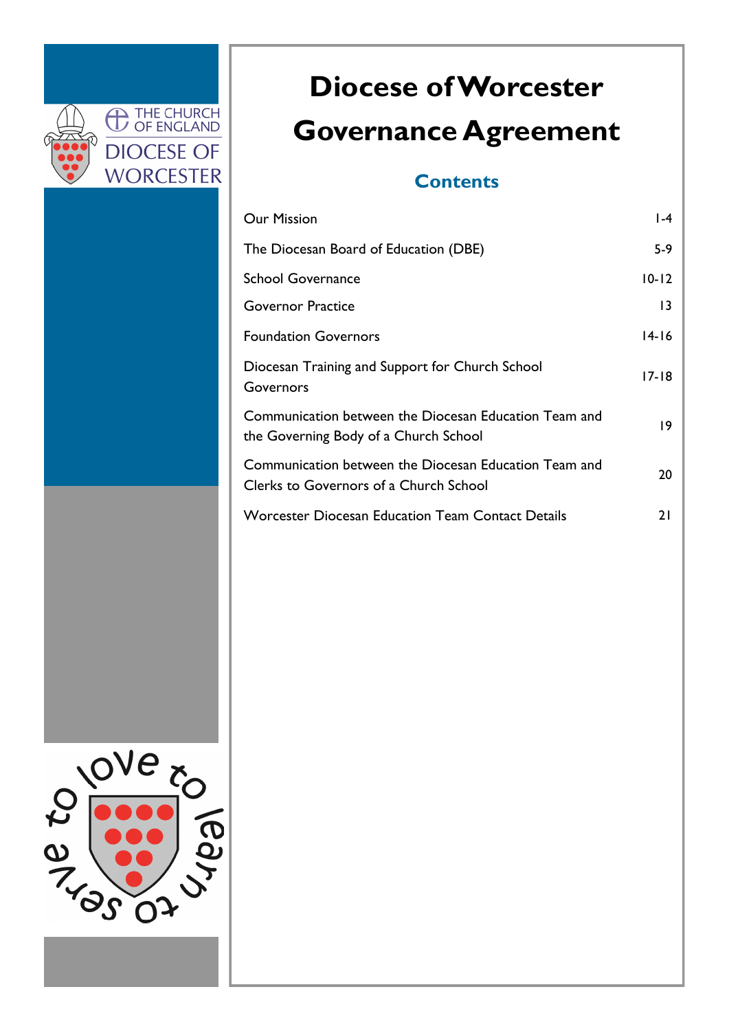# Diocese of Worcester Governance Agreement

## Contents

| | |
|---|---|
| Our Mission | 1-4 |
| The Diocesan Board of Education (DBE) | 5-9 |
| School Governance | 10-12 |
| Governor Practice | 13 |
| Foundation Governors | 14-16 |
| Diocesan Training and Support for Church School Governors | 17-18 |
| Communication between the Diocesan Education Team and the Governing Body of a Church School | 19 |
| Communication between the Diocesan Education Team and Clerks to Governors of a Church School | 20 |
| Worcester Diocesan Education Team Contact Details | 21 |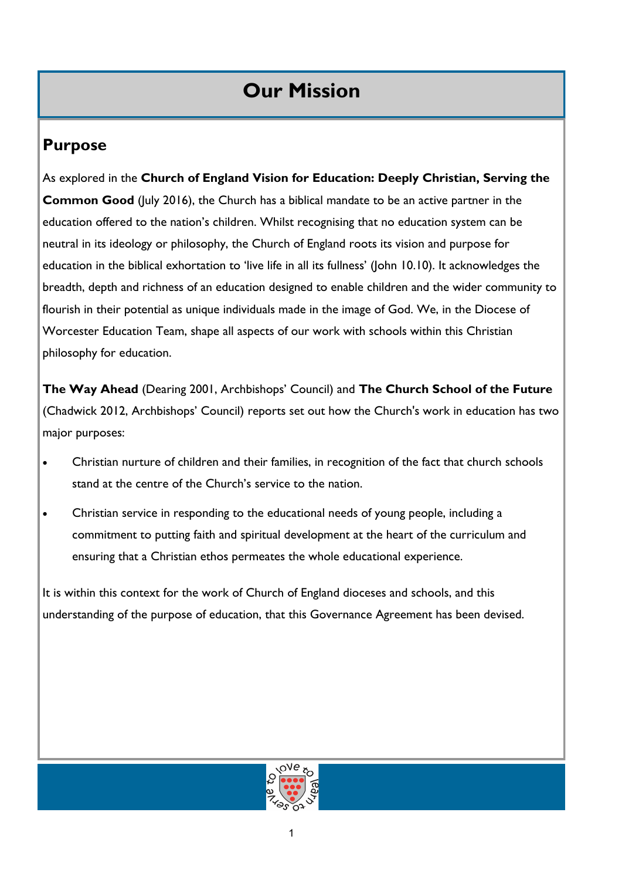# Our Mission

## Purpose

As explored in the **Church of England Vision for Education: Deeply Christian, Serving the Common Good** (July 2016), the Church has a biblical mandate to be an active partner in the education offered to the nation's children. Whilst recognising that no education system can be neutral in its ideology or philosophy, the Church of England roots its vision and purpose for education in the biblical exhortation to 'live life in all its fullness' (John 10.10). It acknowledges the breadth, depth and richness of an education designed to enable children and the wider community to flourish in their potential as unique individuals made in the image of God. We, in the Diocese of Worcester Education Team, shape all aspects of our work with schools within this Christian philosophy for education.

**The Way Ahead** (Dearing 2001, Archbishops' Council) and **The Church School of the Future** (Chadwick 2012, Archbishops' Council) reports set out how the Church's work in education has two major purposes:

- Christian nurture of children and their families, in recognition of the fact that church schools stand at the centre of the Church's service to the nation.
- Christian service in responding to the educational needs of young people, including a commitment to putting faith and spiritual development at the heart of the curriculum and ensuring that a Christian ethos permeates the whole educational experience.

It is within this context for the work of Church of England dioceses and schools, and this understanding of the purpose of education, that this Governance Agreement has been devised.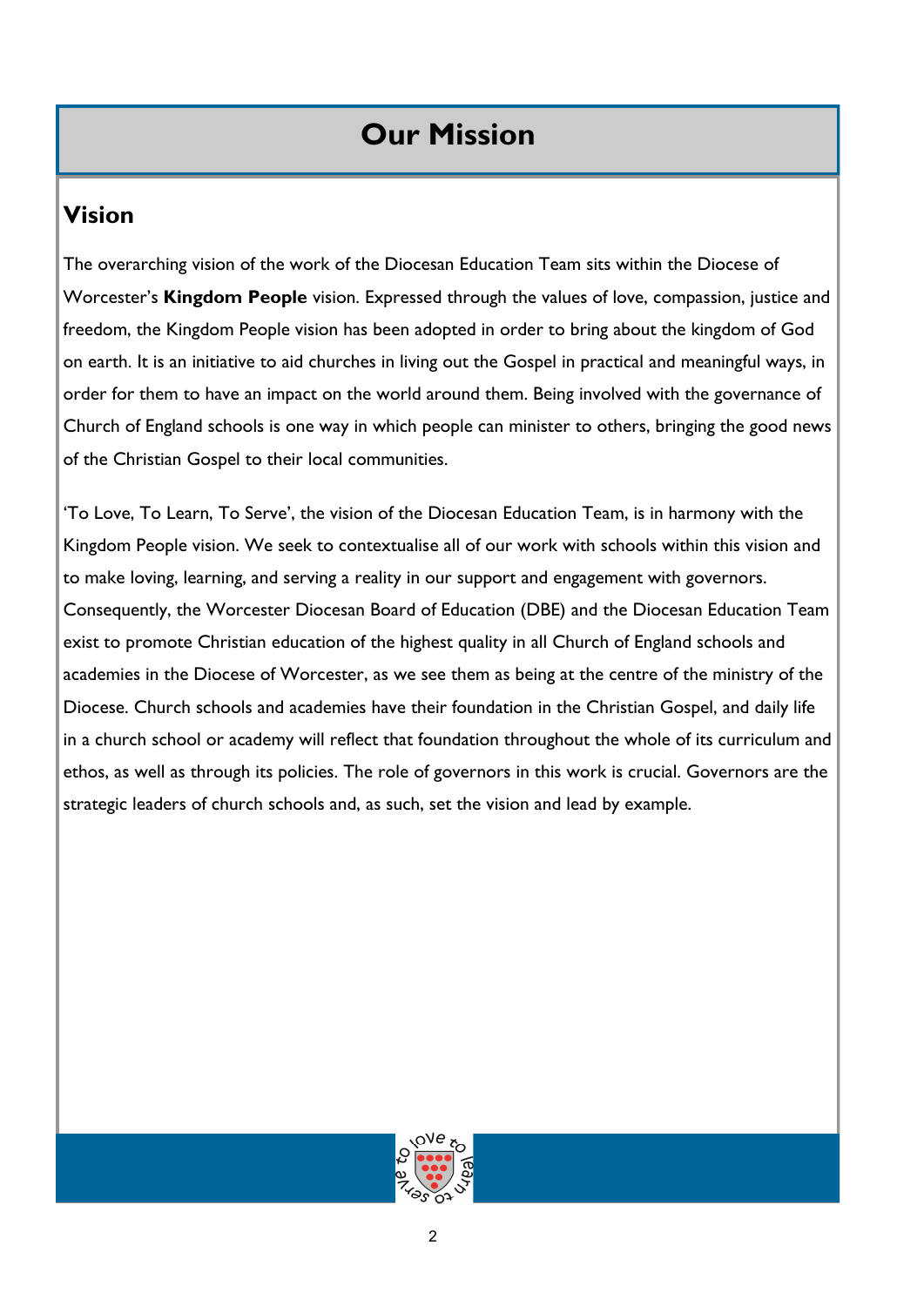# Our Mission

## Vision

The overarching vision of the work of the Diocesan Education Team sits within the Diocese of Worcester's **Kingdom People** vision. Expressed through the values of love, compassion, justice and freedom, the Kingdom People vision has been adopted in order to bring about the kingdom of God on earth. It is an initiative to aid churches in living out the Gospel in practical and meaningful ways, in order for them to have an impact on the world around them. Being involved with the governance of Church of England schools is one way in which people can minister to others, bringing the good news of the Christian Gospel to their local communities.

'To Love, To Learn, To Serve', the vision of the Diocesan Education Team, is in harmony with the Kingdom People vision. We seek to contextualise all of our work with schools within this vision and to make loving, learning, and serving a reality in our support and engagement with governors. Consequently, the Worcester Diocesan Board of Education (DBE) and the Diocesan Education Team exist to promote Christian education of the highest quality in all Church of England schools and academies in the Diocese of Worcester, as we see them as being at the centre of the ministry of the Diocese. Church schools and academies have their foundation in the Christian Gospel, and daily life in a church school or academy will reflect that foundation throughout the whole of its curriculum and ethos, as well as through its policies. The role of governors in this work is crucial. Governors are the strategic leaders of church schools and, as such, set the vision and lead by example.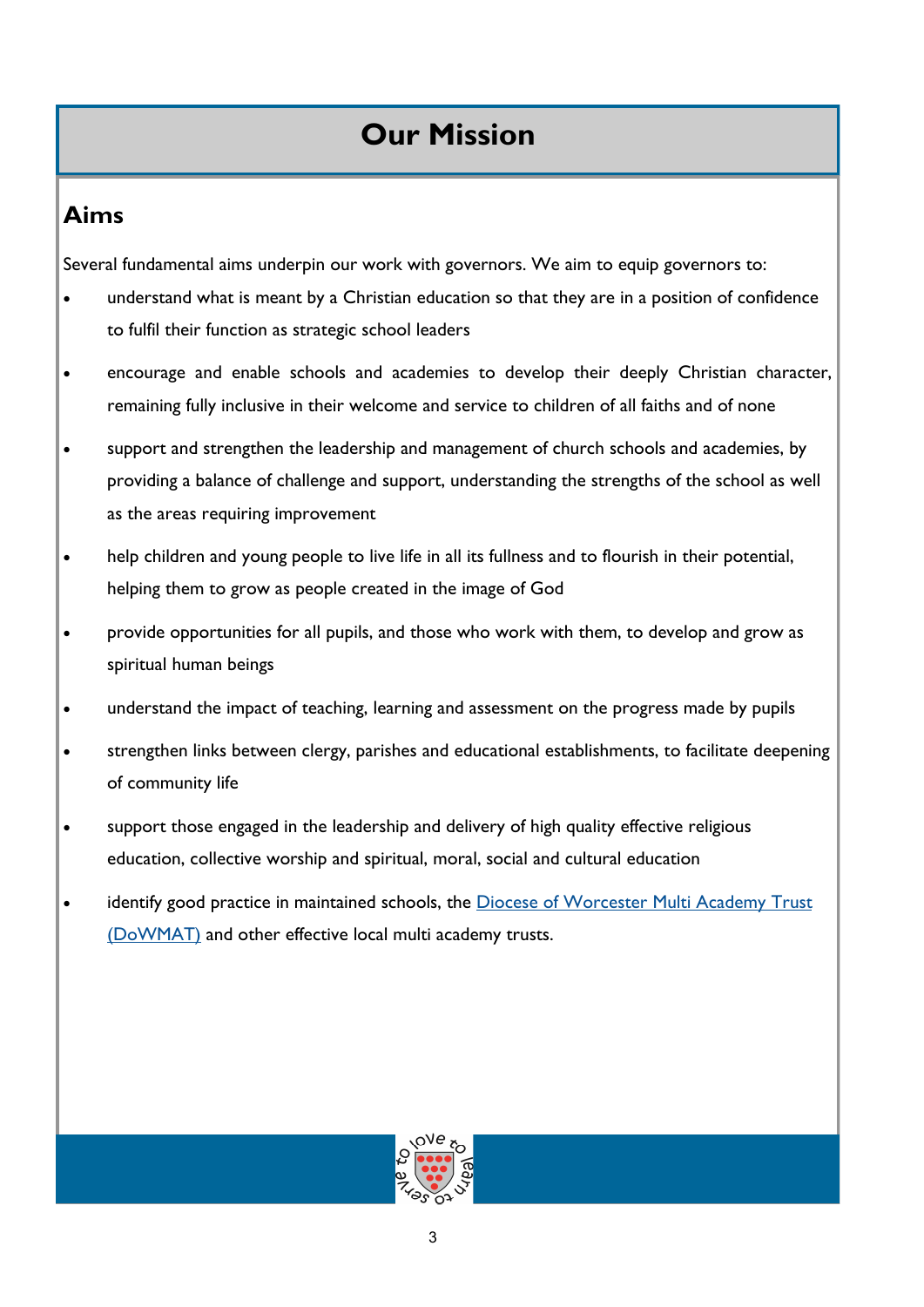# Our Mission

## Aims

Several fundamental aims underpin our work with governors. We aim to equip governors to:

- understand what is meant by a Christian education so that they are in a position of confidence to fulfil their function as strategic school leaders
- encourage and enable schools and academies to develop their deeply Christian character, remaining fully inclusive in their welcome and service to children of all faiths and of none
- support and strengthen the leadership and management of church schools and academies, by providing a balance of challenge and support, understanding the strengths of the school as well as the areas requiring improvement
- help children and young people to live life in all its fullness and to flourish in their potential, helping them to grow as people created in the image of God
- provide opportunities for all pupils, and those who work with them, to develop and grow as spiritual human beings
- understand the impact of teaching, learning and assessment on the progress made by pupils
- strengthen links between clergy, parishes and educational establishments, to facilitate deepening of community life
- support those engaged in the leadership and delivery of high quality effective religious education, collective worship and spiritual, moral, social and cultural education
- identify good practice in maintained schools, the Diocese of Worcester Multi Academy Trust (DoWMAT) and other effective local multi academy trusts.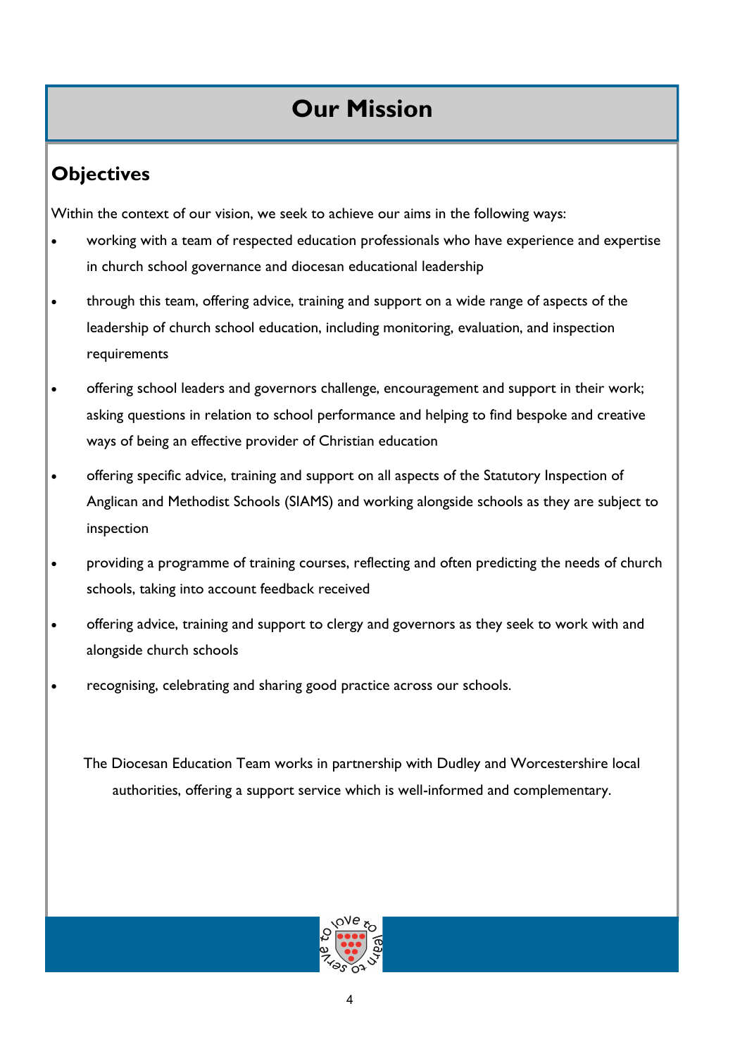# Our Mission

## Objectives

Within the context of our vision, we seek to achieve our aims in the following ways:

- working with a team of respected education professionals who have experience and expertise in church school governance and diocesan educational leadership
- through this team, offering advice, training and support on a wide range of aspects of the leadership of church school education, including monitoring, evaluation, and inspection requirements
- offering school leaders and governors challenge, encouragement and support in their work; asking questions in relation to school performance and helping to find bespoke and creative ways of being an effective provider of Christian education
- offering specific advice, training and support on all aspects of the Statutory Inspection of Anglican and Methodist Schools (SIAMS) and working alongside schools as they are subject to inspection
- providing a programme of training courses, reflecting and often predicting the needs of church schools, taking into account feedback received
- offering advice, training and support to clergy and governors as they seek to work with and alongside church schools
- recognising, celebrating and sharing good practice across our schools.

The Diocesan Education Team works in partnership with Dudley and Worcestershire local authorities, offering a support service which is well-informed and complementary.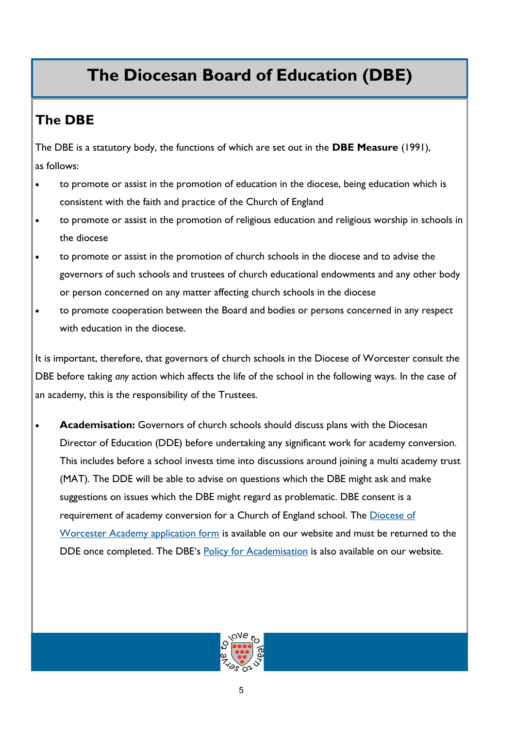# The Diocesan Board of Education (DBE)

## The DBE

The DBE is a statutory body, the functions of which are set out in the **DBE Measure** (1991), as follows:

- to promote or assist in the promotion of education in the diocese, being education which is consistent with the faith and practice of the Church of England
- to promote or assist in the promotion of religious education and religious worship in schools in the diocese
- to promote or assist in the promotion of church schools in the diocese and to advise the governors of such schools and trustees of church educational endowments and any other body or person concerned on any matter affecting church schools in the diocese
- to promote cooperation between the Board and bodies or persons concerned in any respect with education in the diocese.

It is important, therefore, that governors of church schools in the Diocese of Worcester consult the DBE before taking *any* action which affects the life of the school in the following ways. In the case of an academy, this is the responsibility of the Trustees.

- **Academisation:** Governors of church schools should discuss plans with the Diocesan Director of Education (DDE) before undertaking any significant work for academy conversion. This includes before a school invests time into discussions around joining a multi academy trust (MAT). The DDE will be able to advise on questions which the DBE might ask and make suggestions on issues which the DBE might regard as problematic. DBE consent is a requirement of academy conversion for a Church of England school. The Diocese of Worcester Academy application form is available on our website and must be returned to the DDE once completed. The DBE's Policy for Academisation is also available on our website.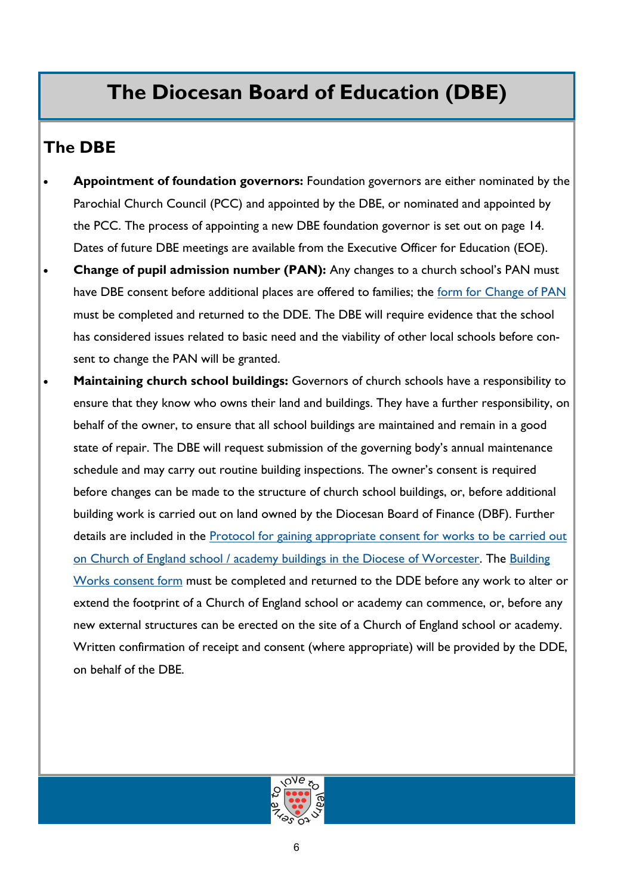# The Diocesan Board of Education (DBE)

## The DBE

- **Appointment of foundation governors:** Foundation governors are either nominated by the Parochial Church Council (PCC) and appointed by the DBE, or nominated and appointed by the PCC. The process of appointing a new DBE foundation governor is set out on page 14. Dates of future DBE meetings are available from the Executive Officer for Education (EOE).
- **Change of pupil admission number (PAN):** Any changes to a church school's PAN must have DBE consent before additional places are offered to families; the form for Change of PAN must be completed and returned to the DDE. The DBE will require evidence that the school has considered issues related to basic need and the viability of other local schools before consent to change the PAN will be granted.
- **Maintaining church school buildings:** Governors of church schools have a responsibility to ensure that they know who owns their land and buildings. They have a further responsibility, on behalf of the owner, to ensure that all school buildings are maintained and remain in a good state of repair. The DBE will request submission of the governing body's annual maintenance schedule and may carry out routine building inspections. The owner's consent is required before changes can be made to the structure of church school buildings, or, before additional building work is carried out on land owned by the Diocesan Board of Finance (DBF). Further details are included in the Protocol for gaining appropriate consent for works to be carried out on Church of England school / academy buildings in the Diocese of Worcester. The Building Works consent form must be completed and returned to the DDE before any work to alter or extend the footprint of a Church of England school or academy can commence, or, before any new external structures can be erected on the site of a Church of England school or academy. Written confirmation of receipt and consent (where appropriate) will be provided by the DDE, on behalf of the DBE.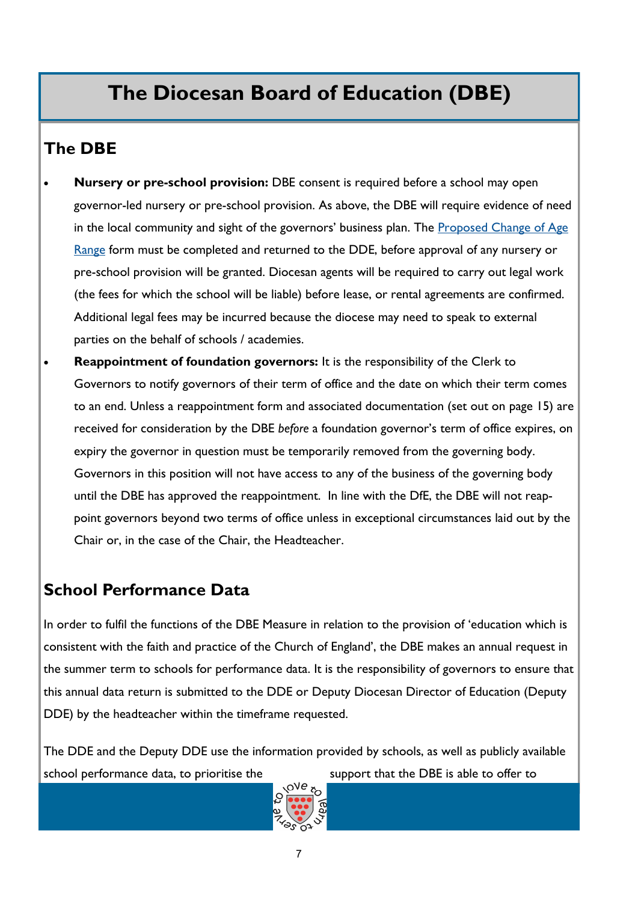# The Diocesan Board of Education (DBE)

## The DBE

- **Nursery or pre-school provision:** DBE consent is required before a school may open governor-led nursery or pre-school provision. As above, the DBE will require evidence of need in the local community and sight of the governors' business plan. The [Proposed Change of Age Range] form must be completed and returned to the DDE, before approval of any nursery or pre-school provision will be granted. Diocesan agents will be required to carry out legal work (the fees for which the school will be liable) before lease, or rental agreements are confirmed. Additional legal fees may be incurred because the diocese may need to speak to external parties on the behalf of schools / academies.
- **Reappointment of foundation governors:** It is the responsibility of the Clerk to Governors to notify governors of their term of office and the date on which their term comes to an end. Unless a reappointment form and associated documentation (set out on page 15) are received for consideration by the DBE *before* a foundation governor's term of office expires, on expiry the governor in question must be temporarily removed from the governing body. Governors in this position will not have access to any of the business of the governing body until the DBE has approved the reappointment. In line with the DfE, the DBE will not reappoint governors beyond two terms of office unless in exceptional circumstances laid out by the Chair or, in the case of the Chair, the Headteacher.

## School Performance Data

In order to fulfil the functions of the DBE Measure in relation to the provision of 'education which is consistent with the faith and practice of the Church of England', the DBE makes an annual request in the summer term to schools for performance data. It is the responsibility of governors to ensure that this annual data return is submitted to the DDE or Deputy Diocesan Director of Education (Deputy DDE) by the headteacher within the timeframe requested.

The DDE and the Deputy DDE use the information provided by schools, as well as publicly available school performance data, to prioritise the support that the DBE is able to offer to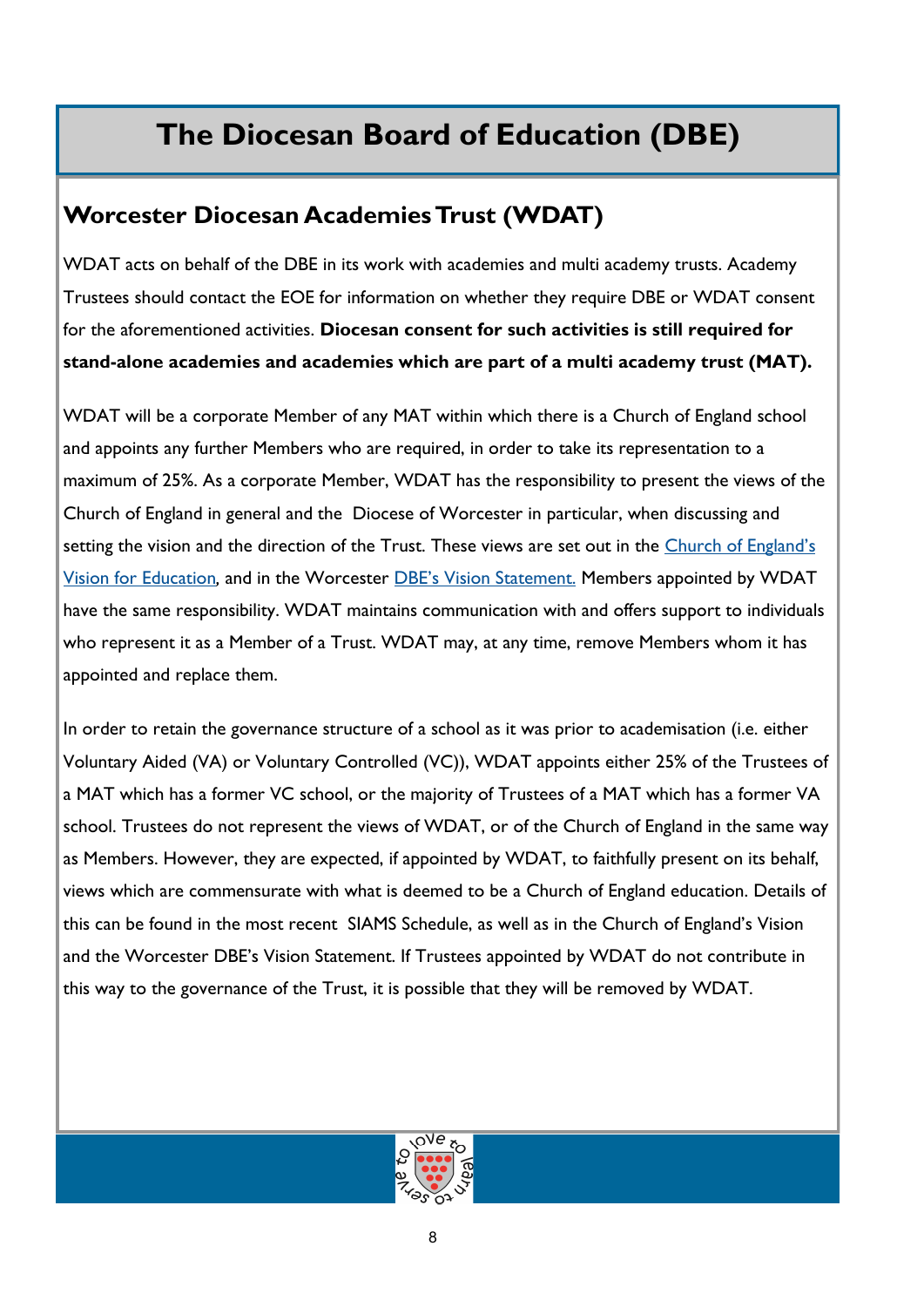# The Diocesan Board of Education (DBE)

## Worcester Diocesan Academies Trust (WDAT)

WDAT acts on behalf of the DBE in its work with academies and multi academy trusts. Academy Trustees should contact the EOE for information on whether they require DBE or WDAT consent for the aforementioned activities. **Diocesan consent for such activities is still required for stand-alone academies and academies which are part of a multi academy trust (MAT).**

WDAT will be a corporate Member of any MAT within which there is a Church of England school and appoints any further Members who are required, in order to take its representation to a maximum of 25%. As a corporate Member, WDAT has the responsibility to present the views of the Church of England in general and the Diocese of Worcester in particular, when discussing and setting the vision and the direction of the Trust. These views are set out in the Church of England's Vision for Education, and in the Worcester DBE's Vision Statement. Members appointed by WDAT have the same responsibility. WDAT maintains communication with and offers support to individuals who represent it as a Member of a Trust. WDAT may, at any time, remove Members whom it has appointed and replace them.

In order to retain the governance structure of a school as it was prior to academisation (i.e. either Voluntary Aided (VA) or Voluntary Controlled (VC)), WDAT appoints either 25% of the Trustees of a MAT which has a former VC school, or the majority of Trustees of a MAT which has a former VA school. Trustees do not represent the views of WDAT, or of the Church of England in the same way as Members. However, they are expected, if appointed by WDAT, to faithfully present on its behalf, views which are commensurate with what is deemed to be a Church of England education. Details of this can be found in the most recent SIAMS Schedule, as well as in the Church of England's Vision and the Worcester DBE's Vision Statement. If Trustees appointed by WDAT do not contribute in this way to the governance of the Trust, it is possible that they will be removed by WDAT.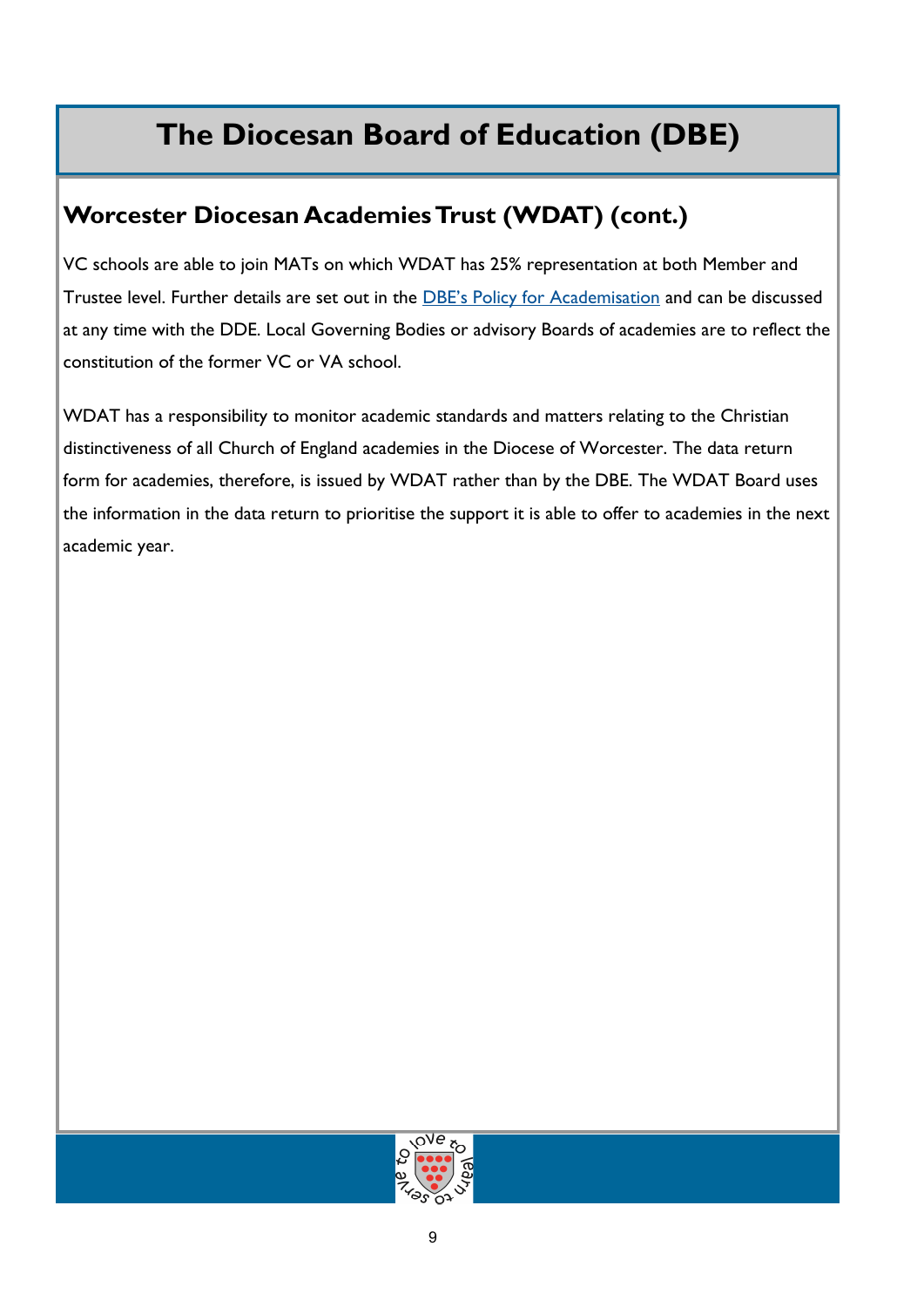# The Diocesan Board of Education (DBE)

## Worcester Diocesan Academies Trust (WDAT) (cont.)

VC schools are able to join MATs on which WDAT has 25% representation at both Member and Trustee level. Further details are set out in the DBE's Policy for Academisation and can be discussed at any time with the DDE. Local Governing Bodies or advisory Boards of academies are to reflect the constitution of the former VC or VA school.

WDAT has a responsibility to monitor academic standards and matters relating to the Christian distinctiveness of all Church of England academies in the Diocese of Worcester. The data return form for academies, therefore, is issued by WDAT rather than by the DBE. The WDAT Board uses the information in the data return to prioritise the support it is able to offer to academies in the next academic year.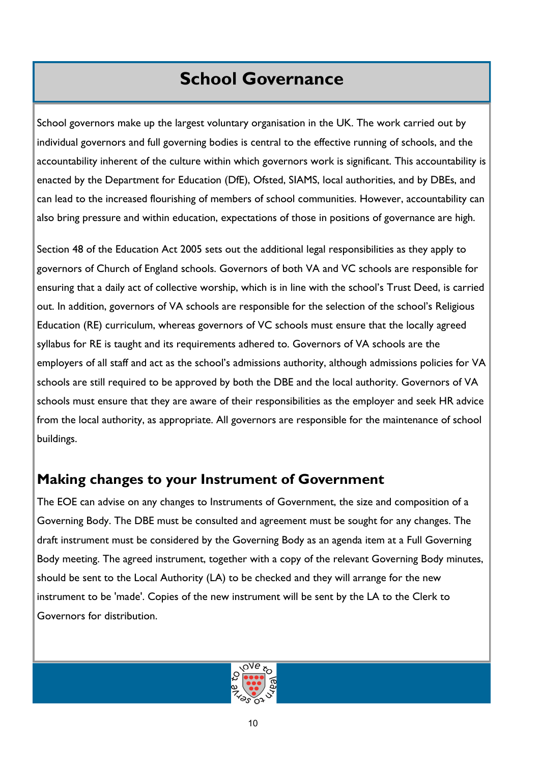# School Governance

School governors make up the largest voluntary organisation in the UK. The work carried out by individual governors and full governing bodies is central to the effective running of schools, and the accountability inherent of the culture within which governors work is significant. This accountability is enacted by the Department for Education (DfE), Ofsted, SIAMS, local authorities, and by DBEs, and can lead to the increased flourishing of members of school communities. However, accountability can also bring pressure and within education, expectations of those in positions of governance are high.

Section 48 of the Education Act 2005 sets out the additional legal responsibilities as they apply to governors of Church of England schools. Governors of both VA and VC schools are responsible for ensuring that a daily act of collective worship, which is in line with the school's Trust Deed, is carried out. In addition, governors of VA schools are responsible for the selection of the school's Religious Education (RE) curriculum, whereas governors of VC schools must ensure that the locally agreed syllabus for RE is taught and its requirements adhered to. Governors of VA schools are the employers of all staff and act as the school's admissions authority, although admissions policies for VA schools are still required to be approved by both the DBE and the local authority. Governors of VA schools must ensure that they are aware of their responsibilities as the employer and seek HR advice from the local authority, as appropriate. All governors are responsible for the maintenance of school buildings.

## Making changes to your Instrument of Government

The EOE can advise on any changes to Instruments of Government, the size and composition of a Governing Body. The DBE must be consulted and agreement must be sought for any changes. The draft instrument must be considered by the Governing Body as an agenda item at a Full Governing Body meeting. The agreed instrument, together with a copy of the relevant Governing Body minutes, should be sent to the Local Authority (LA) to be checked and they will arrange for the new instrument to be 'made'. Copies of the new instrument will be sent by the LA to the Clerk to Governors for distribution.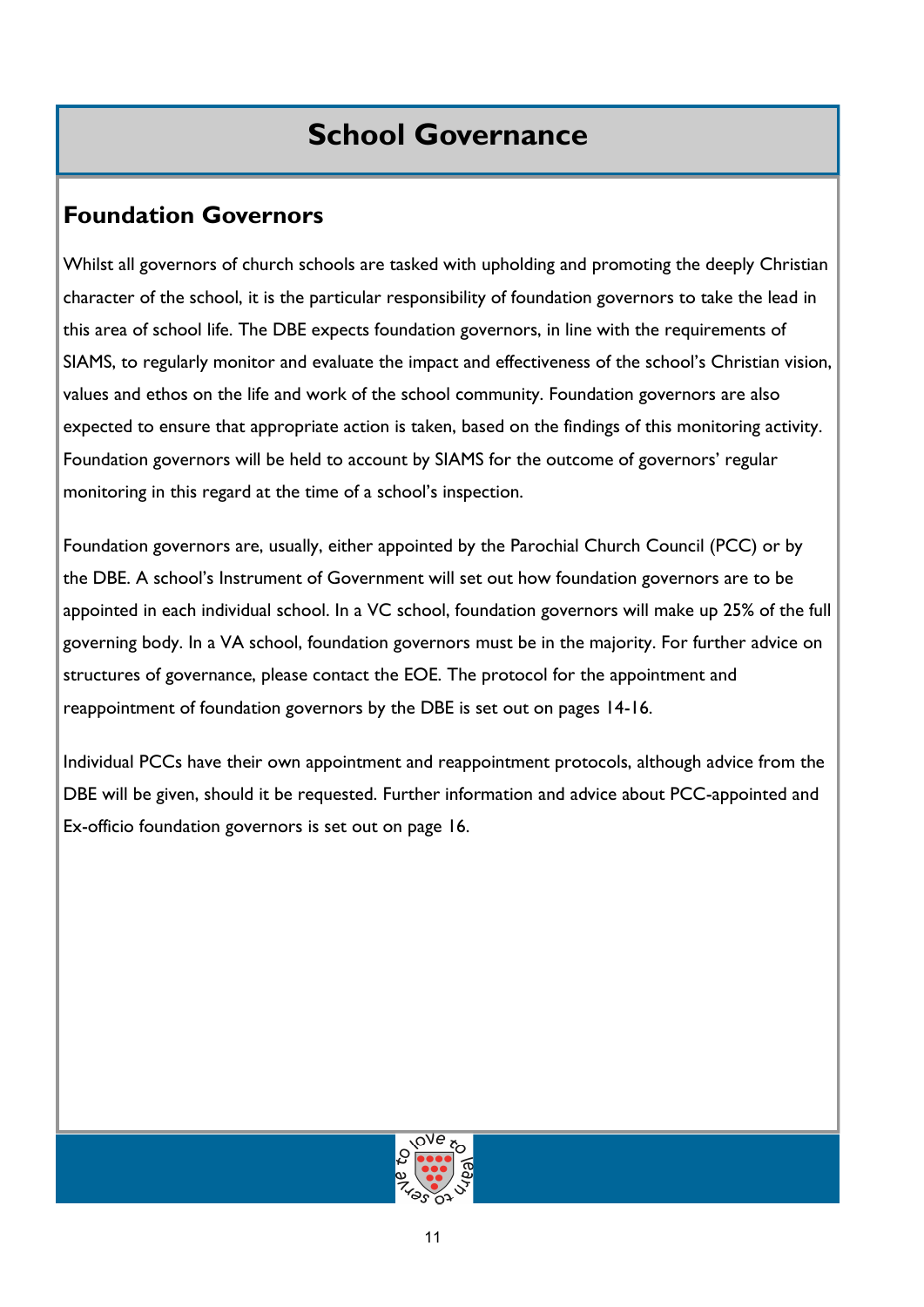# School Governance

## Foundation Governors

Whilst all governors of church schools are tasked with upholding and promoting the deeply Christian character of the school, it is the particular responsibility of foundation governors to take the lead in this area of school life. The DBE expects foundation governors, in line with the requirements of SIAMS, to regularly monitor and evaluate the impact and effectiveness of the school's Christian vision, values and ethos on the life and work of the school community. Foundation governors are also expected to ensure that appropriate action is taken, based on the findings of this monitoring activity. Foundation governors will be held to account by SIAMS for the outcome of governors' regular monitoring in this regard at the time of a school's inspection.

Foundation governors are, usually, either appointed by the Parochial Church Council (PCC) or by the DBE. A school's Instrument of Government will set out how foundation governors are to be appointed in each individual school. In a VC school, foundation governors will make up 25% of the full governing body. In a VA school, foundation governors must be in the majority. For further advice on structures of governance, please contact the EOE. The protocol for the appointment and reappointment of foundation governors by the DBE is set out on pages 14-16.

Individual PCCs have their own appointment and reappointment protocols, although advice from the DBE will be given, should it be requested. Further information and advice about PCC-appointed and Ex-officio foundation governors is set out on page 16.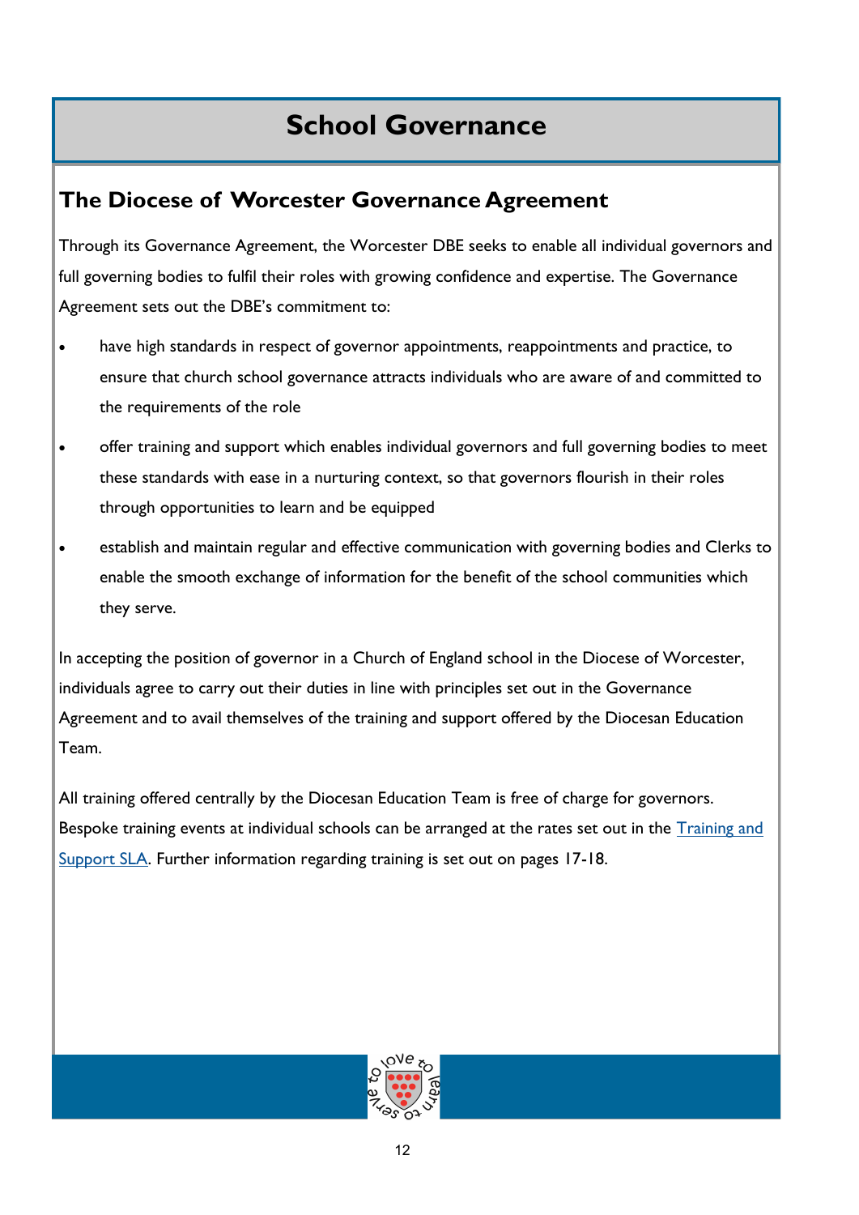# School Governance

## The Diocese of Worcester Governance Agreement

Through its Governance Agreement, the Worcester DBE seeks to enable all individual governors and full governing bodies to fulfil their roles with growing confidence and expertise. The Governance Agreement sets out the DBE's commitment to:

- have high standards in respect of governor appointments, reappointments and practice, to ensure that church school governance attracts individuals who are aware of and committed to the requirements of the role
- offer training and support which enables individual governors and full governing bodies to meet these standards with ease in a nurturing context, so that governors flourish in their roles through opportunities to learn and be equipped
- establish and maintain regular and effective communication with governing bodies and Clerks to enable the smooth exchange of information for the benefit of the school communities which they serve.

In accepting the position of governor in a Church of England school in the Diocese of Worcester, individuals agree to carry out their duties in line with principles set out in the Governance Agreement and to avail themselves of the training and support offered by the Diocesan Education Team.

All training offered centrally by the Diocesan Education Team is free of charge for governors. Bespoke training events at individual schools can be arranged at the rates set out in the Training and Support SLA. Further information regarding training is set out on pages 17-18.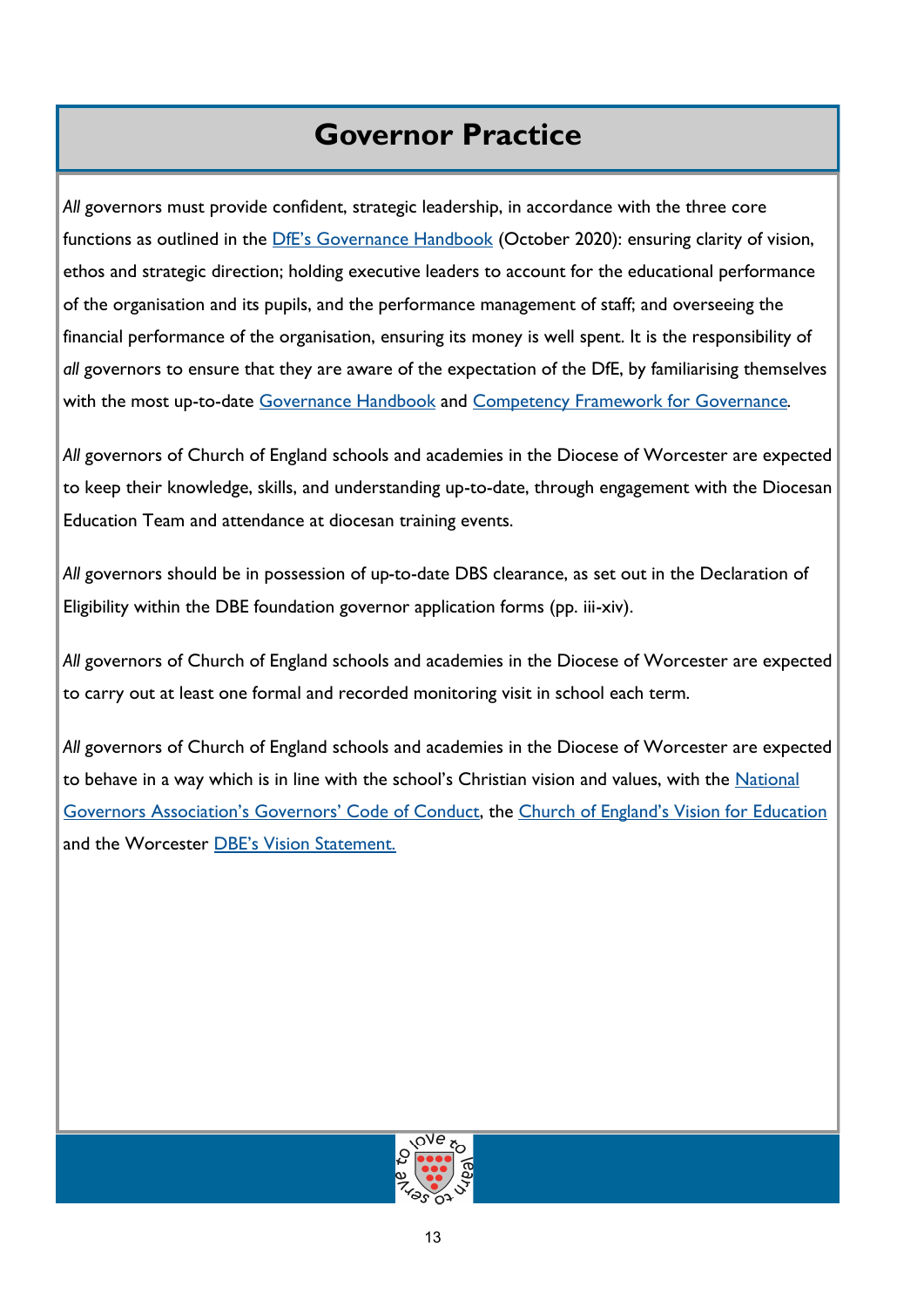# Governor Practice

*All* governors must provide confident, strategic leadership, in accordance with the three core functions as outlined in the DfE's Governance Handbook (October 2020): ensuring clarity of vision, ethos and strategic direction; holding executive leaders to account for the educational performance of the organisation and its pupils, and the performance management of staff; and overseeing the financial performance of the organisation, ensuring its money is well spent. It is the responsibility of *all* governors to ensure that they are aware of the expectation of the DfE, by familiarising themselves with the most up-to-date Governance Handbook and Competency Framework for Governance.

*All* governors of Church of England schools and academies in the Diocese of Worcester are expected to keep their knowledge, skills, and understanding up-to-date, through engagement with the Diocesan Education Team and attendance at diocesan training events.

*All* governors should be in possession of up-to-date DBS clearance, as set out in the Declaration of Eligibility within the DBE foundation governor application forms (pp. iii-xiv).

*All* governors of Church of England schools and academies in the Diocese of Worcester are expected to carry out at least one formal and recorded monitoring visit in school each term.

*All* governors of Church of England schools and academies in the Diocese of Worcester are expected to behave in a way which is in line with the school's Christian vision and values, with the National Governors Association's Governors' Code of Conduct, the Church of England's Vision for Education and the Worcester DBE's Vision Statement.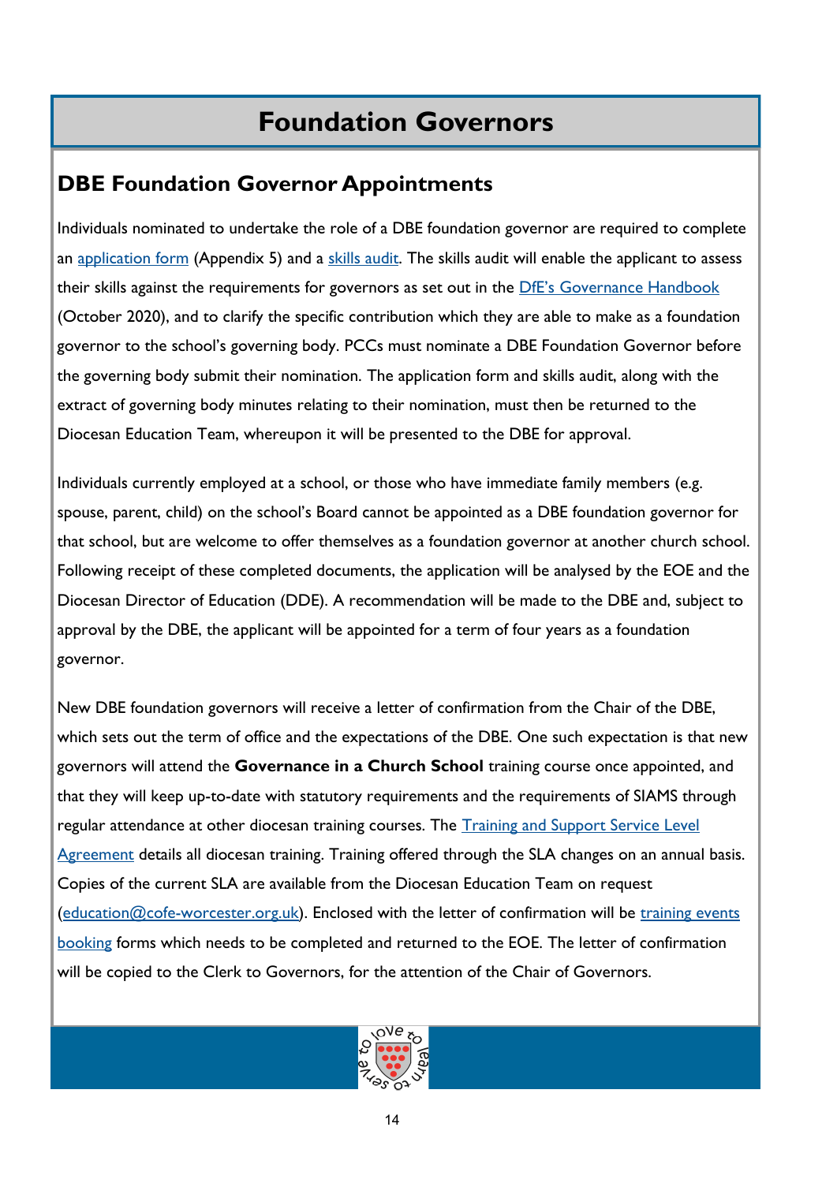# Foundation Governors

## DBE Foundation Governor Appointments

Individuals nominated to undertake the role of a DBE foundation governor are required to complete an application form (Appendix 5) and a skills audit. The skills audit will enable the applicant to assess their skills against the requirements for governors as set out in the DfE's Governance Handbook (October 2020), and to clarify the specific contribution which they are able to make as a foundation governor to the school's governing body. PCCs must nominate a DBE Foundation Governor before the governing body submit their nomination. The application form and skills audit, along with the extract of governing body minutes relating to their nomination, must then be returned to the Diocesan Education Team, whereupon it will be presented to the DBE for approval.

Individuals currently employed at a school, or those who have immediate family members (e.g. spouse, parent, child) on the school's Board cannot be appointed as a DBE foundation governor for that school, but are welcome to offer themselves as a foundation governor at another church school. Following receipt of these completed documents, the application will be analysed by the EOE and the Diocesan Director of Education (DDE). A recommendation will be made to the DBE and, subject to approval by the DBE, the applicant will be appointed for a term of four years as a foundation governor.

New DBE foundation governors will receive a letter of confirmation from the Chair of the DBE, which sets out the term of office and the expectations of the DBE. One such expectation is that new governors will attend the **Governance in a Church School** training course once appointed, and that they will keep up-to-date with statutory requirements and the requirements of SIAMS through regular attendance at other diocesan training courses. The Training and Support Service Level Agreement details all diocesan training. Training offered through the SLA changes on an annual basis. Copies of the current SLA are available from the Diocesan Education Team on request (education@cofe-worcester.org.uk). Enclosed with the letter of confirmation will be training events booking forms which needs to be completed and returned to the EOE. The letter of confirmation will be copied to the Clerk to Governors, for the attention of the Chair of Governors.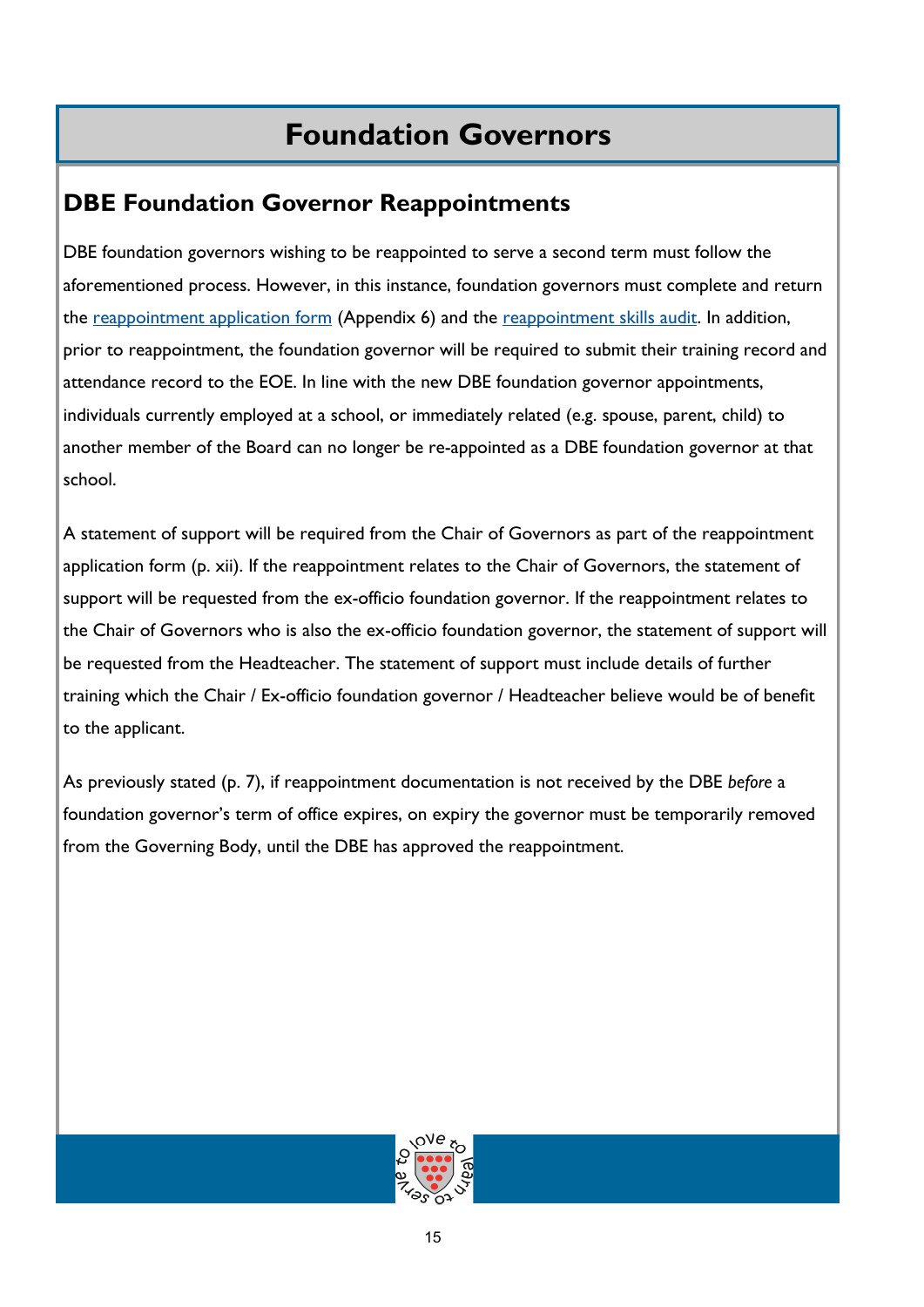# Foundation Governors

## DBE Foundation Governor Reappointments

DBE foundation governors wishing to be reappointed to serve a second term must follow the aforementioned process. However, in this instance, foundation governors must complete and return the reappointment application form (Appendix 6) and the reappointment skills audit. In addition, prior to reappointment, the foundation governor will be required to submit their training record and attendance record to the EOE. In line with the new DBE foundation governor appointments, individuals currently employed at a school, or immediately related (e.g. spouse, parent, child) to another member of the Board can no longer be re-appointed as a DBE foundation governor at that school.

A statement of support will be required from the Chair of Governors as part of the reappointment application form (p. xii). If the reappointment relates to the Chair of Governors, the statement of support will be requested from the ex-officio foundation governor. If the reappointment relates to the Chair of Governors who is also the ex-officio foundation governor, the statement of support will be requested from the Headteacher. The statement of support must include details of further training which the Chair / Ex-officio foundation governor / Headteacher believe would be of benefit to the applicant.

As previously stated (p. 7), if reappointment documentation is not received by the DBE *before* a foundation governor's term of office expires, on expiry the governor must be temporarily removed from the Governing Body, until the DBE has approved the reappointment.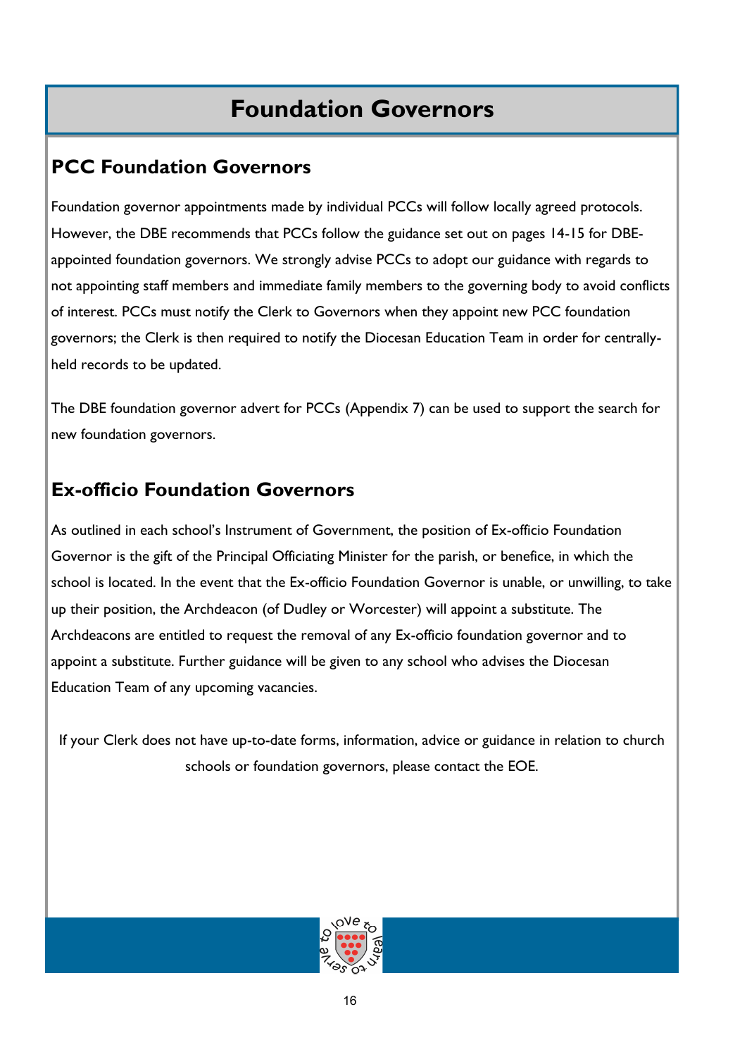# Foundation Governors

## PCC Foundation Governors

Foundation governor appointments made by individual PCCs will follow locally agreed protocols. However, the DBE recommends that PCCs follow the guidance set out on pages 14-15 for DBE-appointed foundation governors. We strongly advise PCCs to adopt our guidance with regards to not appointing staff members and immediate family members to the governing body to avoid conflicts of interest. PCCs must notify the Clerk to Governors when they appoint new PCC foundation governors; the Clerk is then required to notify the Diocesan Education Team in order for centrally-held records to be updated.

The DBE foundation governor advert for PCCs (Appendix 7) can be used to support the search for new foundation governors.

## Ex-officio Foundation Governors

As outlined in each school's Instrument of Government, the position of Ex-officio Foundation Governor is the gift of the Principal Officiating Minister for the parish, or benefice, in which the school is located. In the event that the Ex-officio Foundation Governor is unable, or unwilling, to take up their position, the Archdeacon (of Dudley or Worcester) will appoint a substitute. The Archdeacons are entitled to request the removal of any Ex-officio foundation governor and to appoint a substitute. Further guidance will be given to any school who advises the Diocesan Education Team of any upcoming vacancies.

If your Clerk does not have up-to-date forms, information, advice or guidance in relation to church schools or foundation governors, please contact the EOE.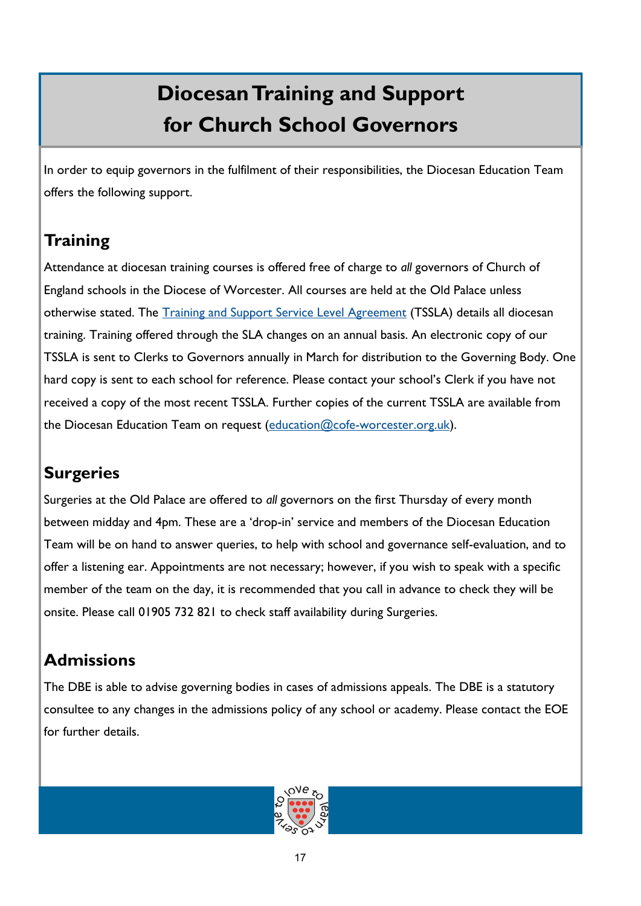# Diocesan Training and Support for Church School Governors

In order to equip governors in the fulfilment of their responsibilities, the Diocesan Education Team offers the following support.

## Training

Attendance at diocesan training courses is offered free of charge to *all* governors of Church of England schools in the Diocese of Worcester. All courses are held at the Old Palace unless otherwise stated. The Training and Support Service Level Agreement (TSSLA) details all diocesan training. Training offered through the SLA changes on an annual basis. An electronic copy of our TSSLA is sent to Clerks to Governors annually in March for distribution to the Governing Body. One hard copy is sent to each school for reference. Please contact your school's Clerk if you have not received a copy of the most recent TSSLA. Further copies of the current TSSLA are available from the Diocesan Education Team on request (education@cofe-worcester.org.uk).

## Surgeries

Surgeries at the Old Palace are offered to *all* governors on the first Thursday of every month between midday and 4pm. These are a 'drop-in' service and members of the Diocesan Education Team will be on hand to answer queries, to help with school and governance self-evaluation, and to offer a listening ear. Appointments are not necessary; however, if you wish to speak with a specific member of the team on the day, it is recommended that you call in advance to check they will be onsite. Please call 01905 732 821 to check staff availability during Surgeries.

## Admissions

The DBE is able to advise governing bodies in cases of admissions appeals. The DBE is a statutory consultee to any changes in the admissions policy of any school or academy. Please contact the EOE for further details.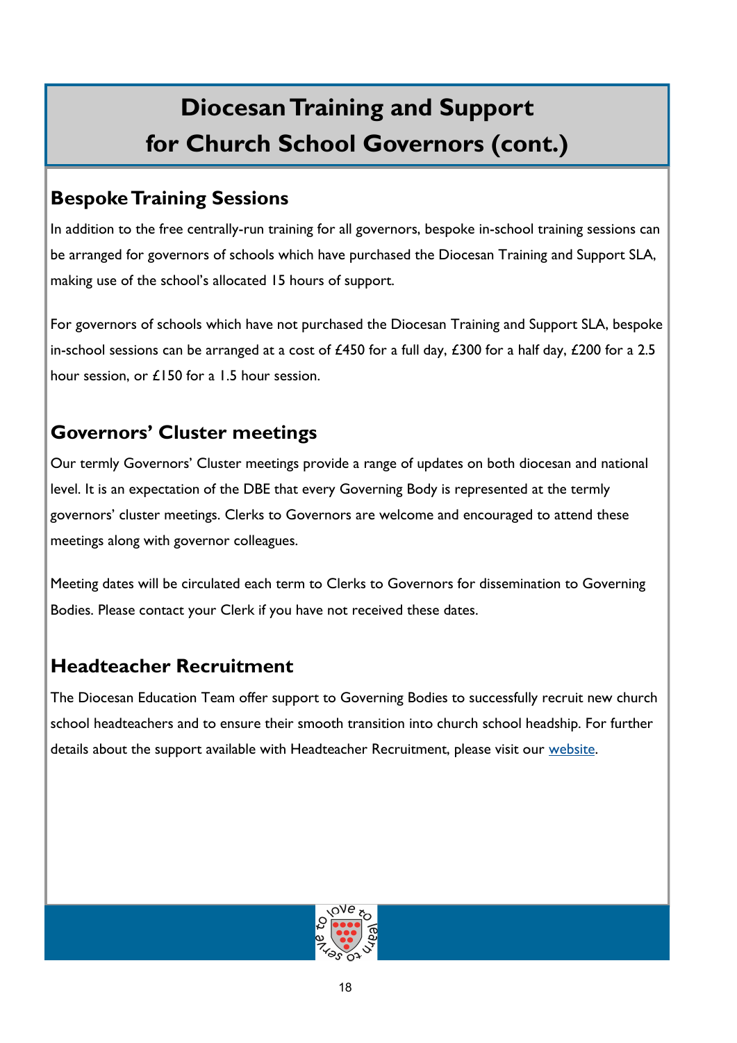# Diocesan Training and Support for Church School Governors (cont.)

## Bespoke Training Sessions

In addition to the free centrally-run training for all governors, bespoke in-school training sessions can be arranged for governors of schools which have purchased the Diocesan Training and Support SLA, making use of the school's allocated 15 hours of support.

For governors of schools which have not purchased the Diocesan Training and Support SLA, bespoke in-school sessions can be arranged at a cost of £450 for a full day, £300 for a half day, £200 for a 2.5 hour session, or £150 for a 1.5 hour session.

## Governors' Cluster meetings

Our termly Governors' Cluster meetings provide a range of updates on both diocesan and national level. It is an expectation of the DBE that every Governing Body is represented at the termly governors' cluster meetings. Clerks to Governors are welcome and encouraged to attend these meetings along with governor colleagues.

Meeting dates will be circulated each term to Clerks to Governors for dissemination to Governing Bodies. Please contact your Clerk if you have not received these dates.

## Headteacher Recruitment

The Diocesan Education Team offer support to Governing Bodies to successfully recruit new church school headteachers and to ensure their smooth transition into church school headship. For further details about the support available with Headteacher Recruitment, please visit our website.

to love to learn to serve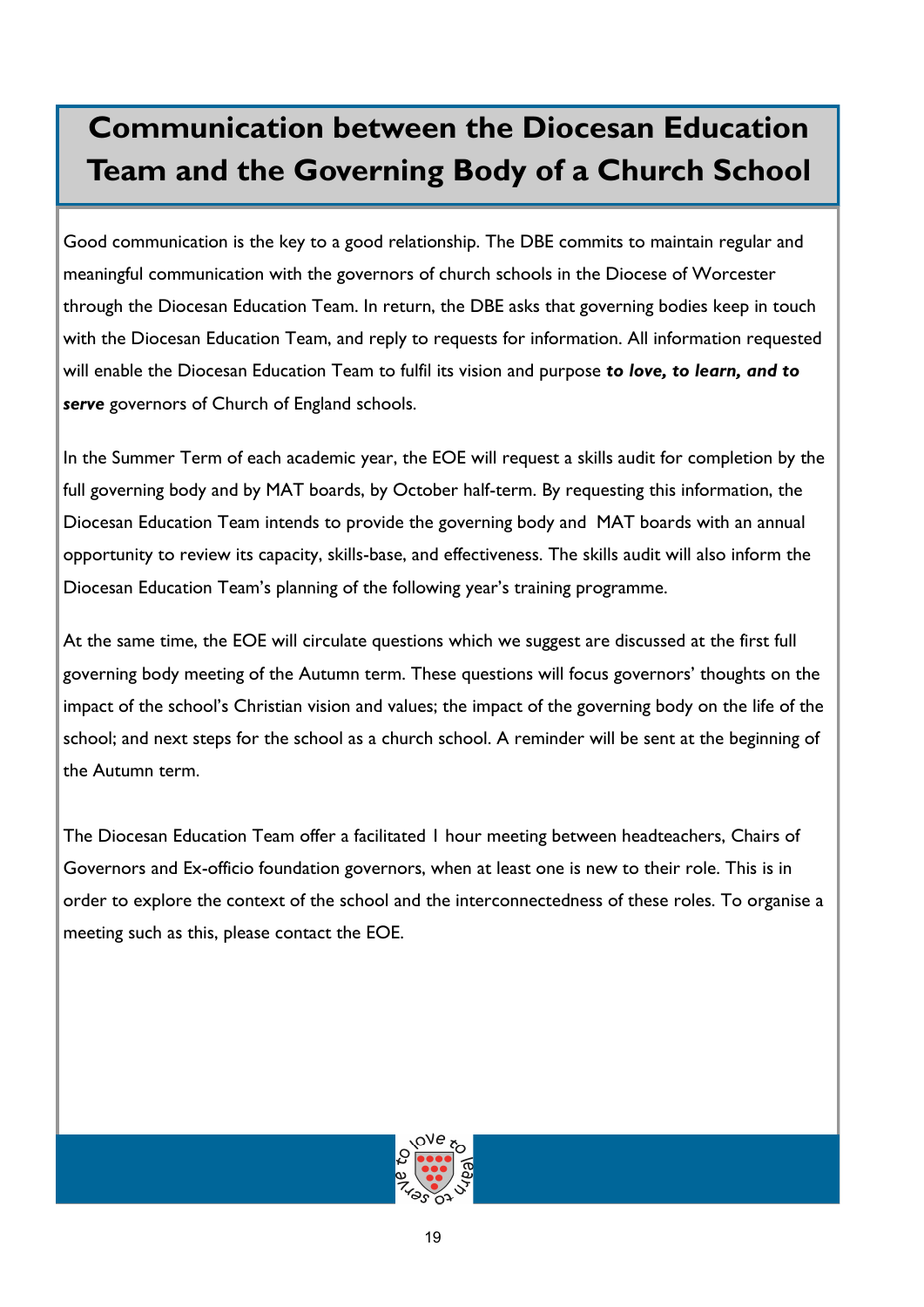# Communication between the Diocesan Education Team and the Governing Body of a Church School

Good communication is the key to a good relationship. The DBE commits to maintain regular and meaningful communication with the governors of church schools in the Diocese of Worcester through the Diocesan Education Team. In return, the DBE asks that governing bodies keep in touch with the Diocesan Education Team, and reply to requests for information. All information requested will enable the Diocesan Education Team to fulfil its vision and purpose ***to love, to learn, and to serve*** governors of Church of England schools.

In the Summer Term of each academic year, the EOE will request a skills audit for completion by the full governing body and by MAT boards, by October half-term. By requesting this information, the Diocesan Education Team intends to provide the governing body and MAT boards with an annual opportunity to review its capacity, skills-base, and effectiveness. The skills audit will also inform the Diocesan Education Team's planning of the following year's training programme.

At the same time, the EOE will circulate questions which we suggest are discussed at the first full governing body meeting of the Autumn term. These questions will focus governors' thoughts on the impact of the school's Christian vision and values; the impact of the governing body on the life of the school; and next steps for the school as a church school. A reminder will be sent at the beginning of the Autumn term.

The Diocesan Education Team offer a facilitated 1 hour meeting between headteachers, Chairs of Governors and Ex-officio foundation governors, when at least one is new to their role. This is in order to explore the context of the school and the interconnectedness of these roles. To organise a meeting such as this, please contact the EOE.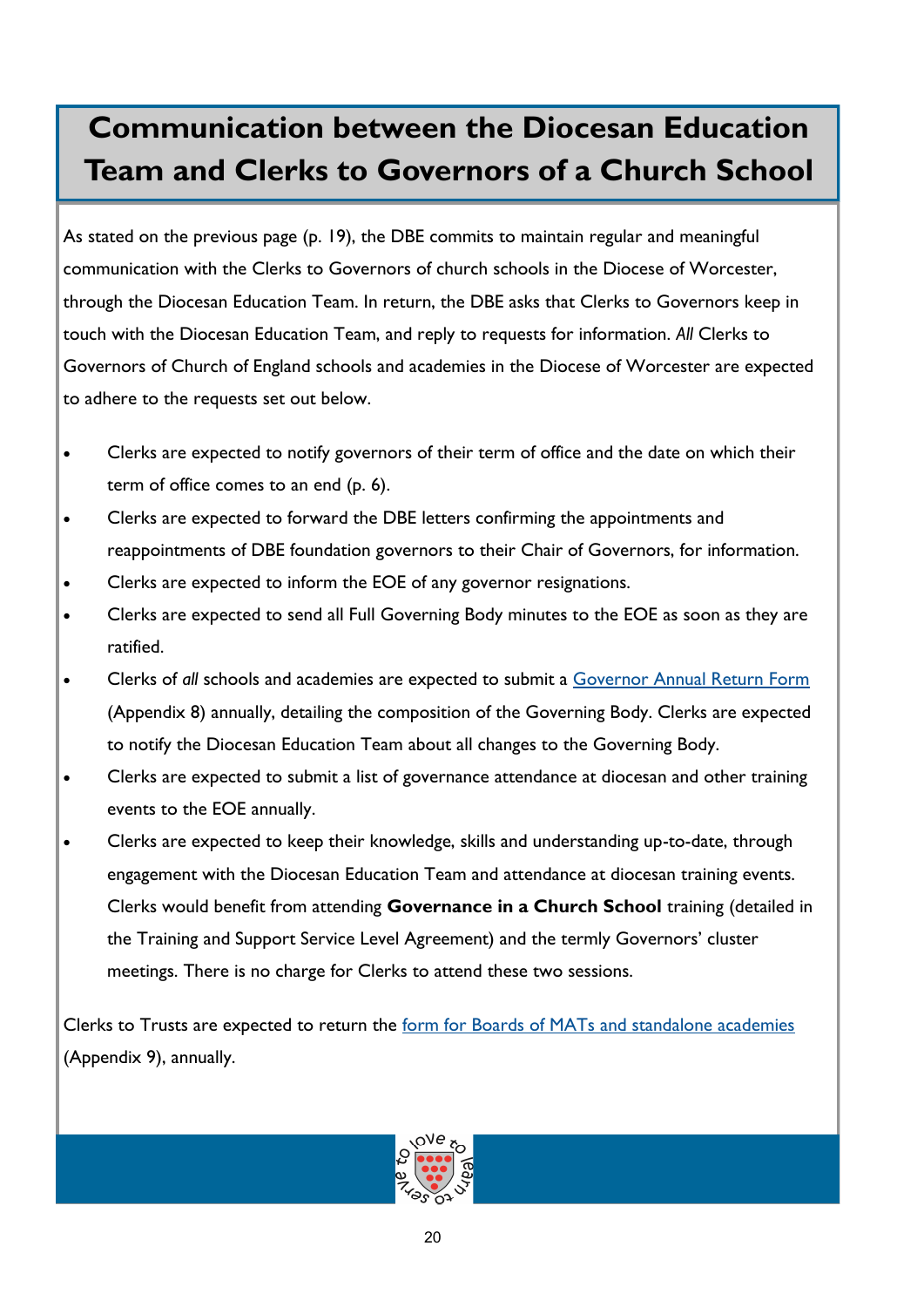# Communication between the Diocesan Education Team and Clerks to Governors of a Church School

As stated on the previous page (p. 19), the DBE commits to maintain regular and meaningful communication with the Clerks to Governors of church schools in the Diocese of Worcester, through the Diocesan Education Team. In return, the DBE asks that Clerks to Governors keep in touch with the Diocesan Education Team, and reply to requests for information. *All* Clerks to Governors of Church of England schools and academies in the Diocese of Worcester are expected to adhere to the requests set out below.

- Clerks are expected to notify governors of their term of office and the date on which their term of office comes to an end (p. 6).
- Clerks are expected to forward the DBE letters confirming the appointments and reappointments of DBE foundation governors to their Chair of Governors, for information.
- Clerks are expected to inform the EOE of any governor resignations.
- Clerks are expected to send all Full Governing Body minutes to the EOE as soon as they are ratified.
- Clerks of *all* schools and academies are expected to submit a Governor Annual Return Form (Appendix 8) annually, detailing the composition of the Governing Body. Clerks are expected to notify the Diocesan Education Team about all changes to the Governing Body.
- Clerks are expected to submit a list of governance attendance at diocesan and other training events to the EOE annually.
- Clerks are expected to keep their knowledge, skills and understanding up-to-date, through engagement with the Diocesan Education Team and attendance at diocesan training events. Clerks would benefit from attending **Governance in a Church School** training (detailed in the Training and Support Service Level Agreement) and the termly Governors' cluster meetings. There is no charge for Clerks to attend these two sessions.

Clerks to Trusts are expected to return the form for Boards of MATs and standalone academies (Appendix 9), annually.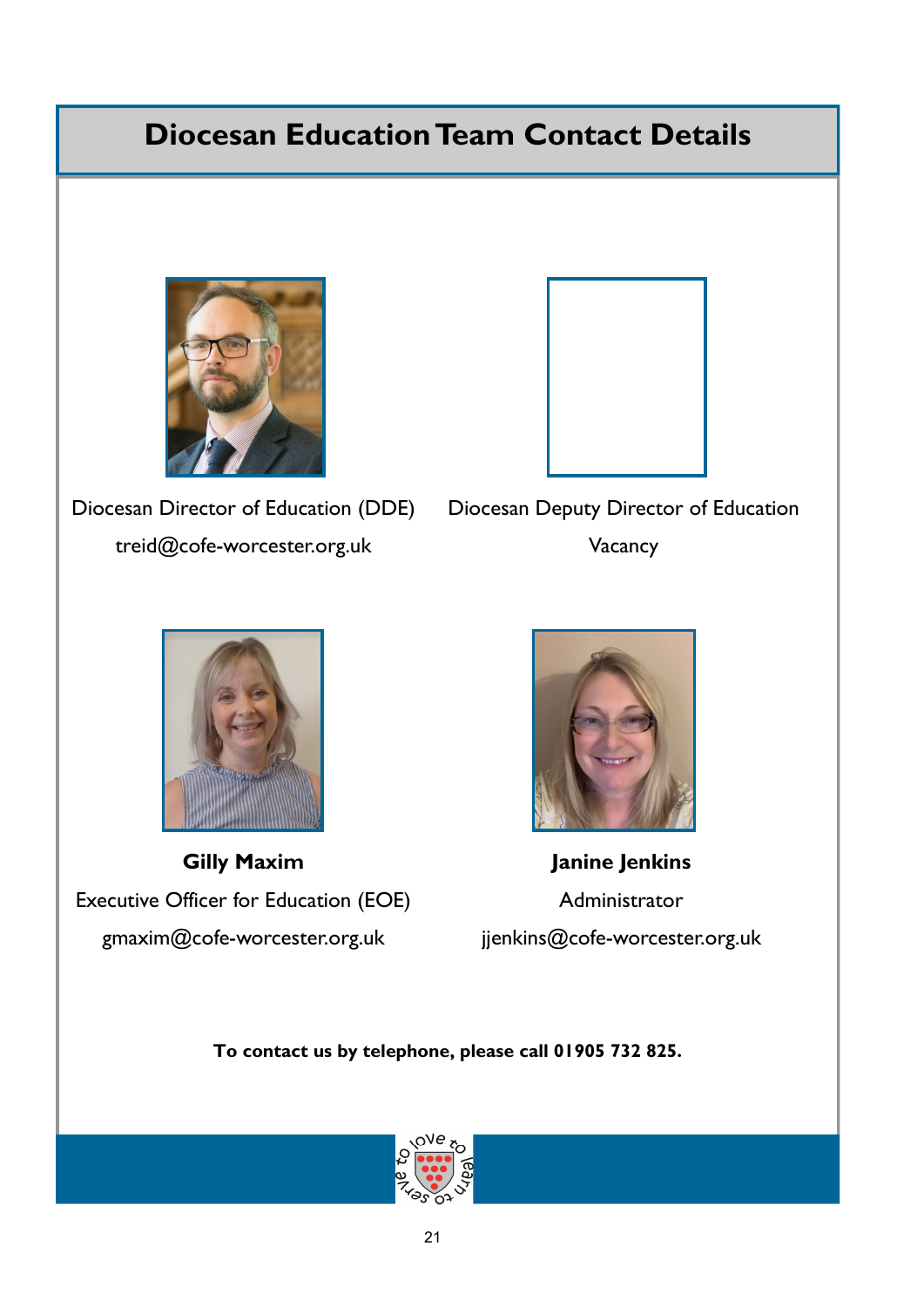# Diocesan Education Team Contact Details

Diocesan Director of Education (DDE)

treid@cofe-worcester.org.uk

Diocesan Deputy Director of Education

Vacancy

**Gilly Maxim**

Executive Officer for Education (EOE)

gmaxim@cofe-worcester.org.uk

**Janine Jenkins**

Administrator

jjenkins@cofe-worcester.org.uk

**To contact us by telephone, please call 01905 732 825.**

to love to learn to serve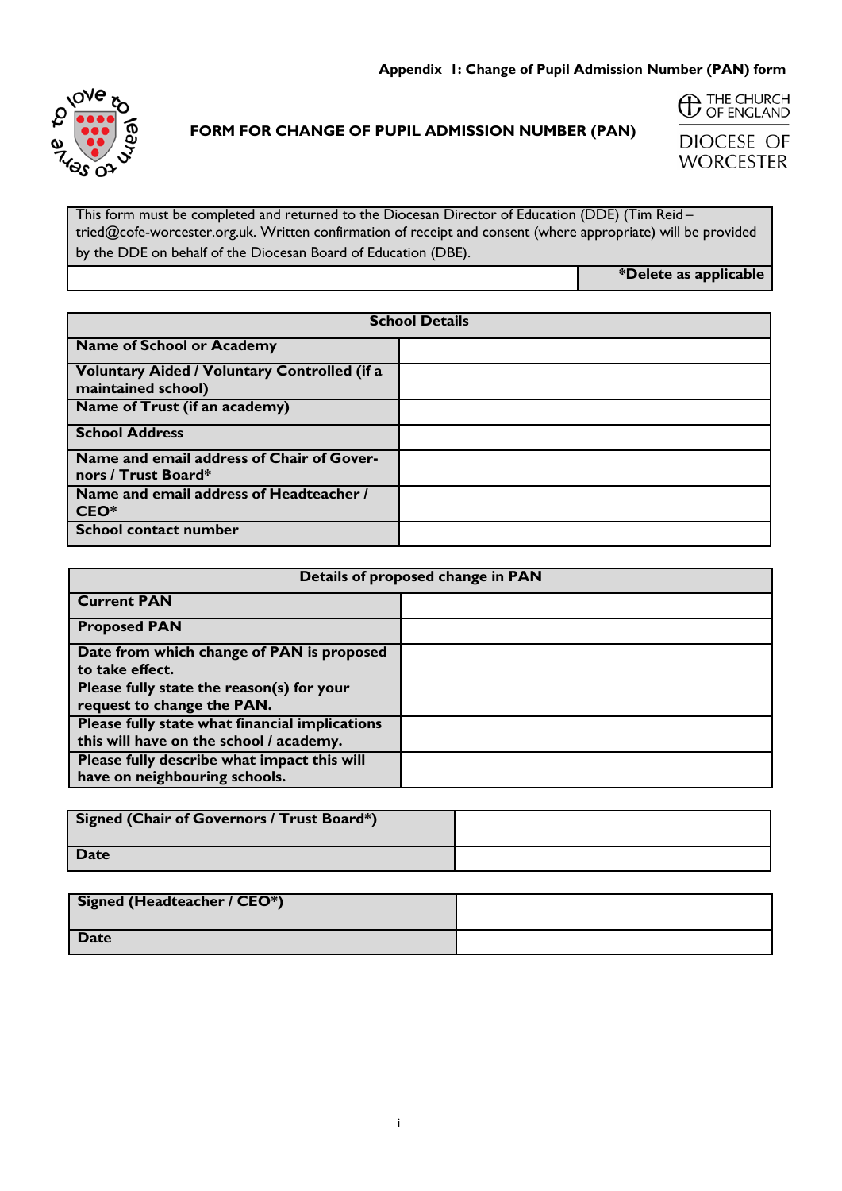**Appendix 1: Change of Pupil Admission Number (PAN) form**

to love to learn to serve

# FORM FOR CHANGE OF PUPIL ADMISSION NUMBER (PAN)

THE CHURCH OF ENGLAND

DIOCESE OF WORCESTER

| This form must be completed and returned to the Diocesan Director of Education (DDE) (Tim Reid – tried@cofe-worcester.org.uk. Written confirmation of receipt and consent (where appropriate) will be provided by the DDE on behalf of the Diocesan Board of Education (DBE). | |
|---|---|
| | ***Delete as applicable** |

| **School Details** | |
|---|---|
| **Name of School or Academy** | |
| **Voluntary Aided / Voluntary Controlled (if a maintained school)** | |
| **Name of Trust (if an academy)** | |
| **School Address** | |
| **Name and email address of Chair of Governors / Trust Board*** | |
| **Name and email address of Headteacher / CEO*** | |
| **School contact number** | |

| **Details of proposed change in PAN** | |
|---|---|
| **Current PAN** | |
| **Proposed PAN** | |
| **Date from which change of PAN is proposed to take effect.** | |
| **Please fully state the reason(s) for your request to change the PAN.** | |
| **Please fully state what financial implications this will have on the school / academy.** | |
| **Please fully describe what impact this will have on neighbouring schools.** | |

| **Signed (Chair of Governors / Trust Board*)** | |
|---|---|
| **Date** | |

| **Signed (Headteacher / CEO*)** | |
|---|---|
| **Date** | |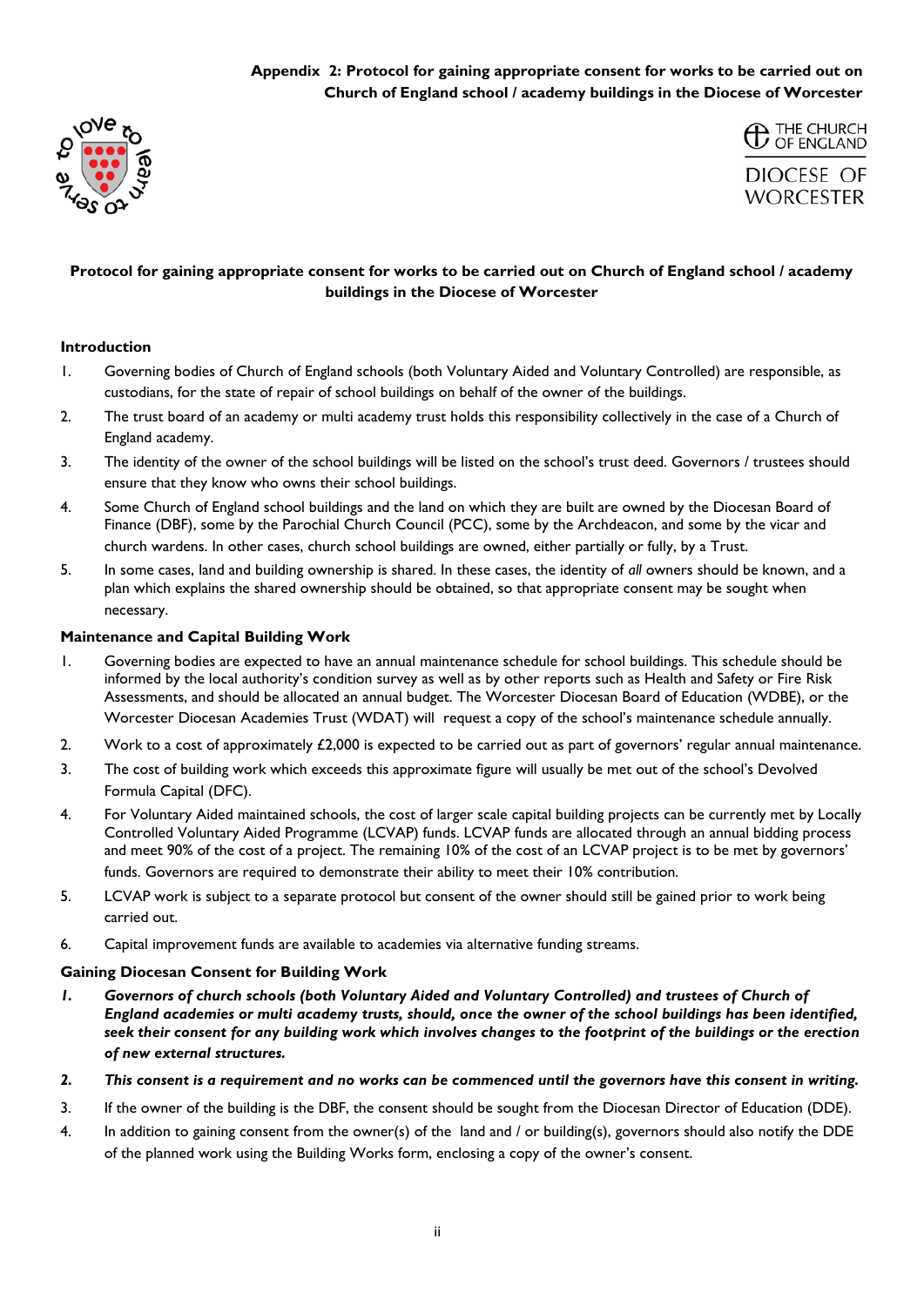**Appendix 2: Protocol for gaining appropriate consent for works to be carried out on Church of England school / academy buildings in the Diocese of Worcester**

THE CHURCH OF ENGLAND

DIOCESE OF WORCESTER

## Protocol for gaining appropriate consent for works to be carried out on Church of England school / academy buildings in the Diocese of Worcester

### Introduction

1. Governing bodies of Church of England schools (both Voluntary Aided and Voluntary Controlled) are responsible, as custodians, for the state of repair of school buildings on behalf of the owner of the buildings.
2. The trust board of an academy or multi academy trust holds this responsibility collectively in the case of a Church of England academy.
3. The identity of the owner of the school buildings will be listed on the school's trust deed. Governors / trustees should ensure that they know who owns their school buildings.
4. Some Church of England school buildings and the land on which they are built are owned by the Diocesan Board of Finance (DBF), some by the Parochial Church Council (PCC), some by the Archdeacon, and some by the vicar and church wardens. In other cases, church school buildings are owned, either partially or fully, by a Trust.
5. In some cases, land and building ownership is shared. In these cases, the identity of *all* owners should be known, and a plan which explains the shared ownership should be obtained, so that appropriate consent may be sought when necessary.

### Maintenance and Capital Building Work

1. Governing bodies are expected to have an annual maintenance schedule for school buildings. This schedule should be informed by the local authority's condition survey as well as by other reports such as Health and Safety or Fire Risk Assessments, and should be allocated an annual budget. The Worcester Diocesan Board of Education (WDBE), or the Worcester Diocesan Academies Trust (WDAT) will request a copy of the school's maintenance schedule annually.
2. Work to a cost of approximately £2,000 is expected to be carried out as part of governors' regular annual maintenance.
3. The cost of building work which exceeds this approximate figure will usually be met out of the school's Devolved Formula Capital (DFC).
4. For Voluntary Aided maintained schools, the cost of larger scale capital building projects can be currently met by Locally Controlled Voluntary Aided Programme (LCVAP) funds. LCVAP funds are allocated through an annual bidding process and meet 90% of the cost of a project. The remaining 10% of the cost of an LCVAP project is to be met by governors' funds. Governors are required to demonstrate their ability to meet their 10% contribution.
5. LCVAP work is subject to a separate protocol but consent of the owner should still be gained prior to work being carried out.
6. Capital improvement funds are available to academies via alternative funding streams.

### Gaining Diocesan Consent for Building Work

1. ***Governors of church schools (both Voluntary Aided and Voluntary Controlled) and trustees of Church of England academies or multi academy trusts, should, once the owner of the school buildings has been identified, seek their consent for any building work which involves changes to the footprint of the buildings or the erection of new external structures.***
2. ***This consent is a requirement and no works can be commenced until the governors have this consent in writing.***
3. If the owner of the building is the DBF, the consent should be sought from the Diocesan Director of Education (DDE).
4. In addition to gaining consent from the owner(s) of the land and / or building(s), governors should also notify the DDE of the planned work using the Building Works form, enclosing a copy of the owner's consent.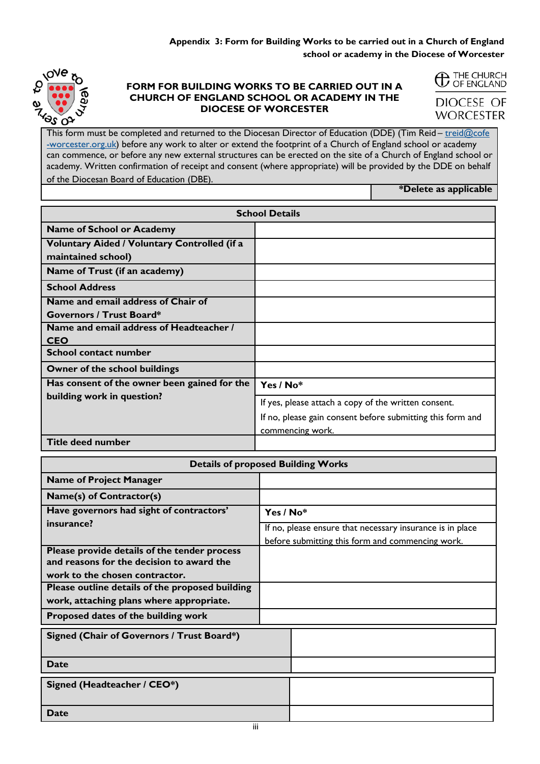**Appendix 3: Form for Building Works to be carried out in a Church of England school or academy in the Diocese of Worcester**

# FORM FOR BUILDING WORKS TO BE CARRIED OUT IN A CHURCH OF ENGLAND SCHOOL OR ACADEMY IN THE DIOCESE OF WORCESTER

THE CHURCH OF ENGLAND

DIOCESE OF WORCESTER

This form must be completed and returned to the Diocesan Director of Education (DDE) (Tim Reid – treid@cofe-worcester.org.uk) before any work to alter or extend the footprint of a Church of England school or academy can commence, or before any new external structures can be erected on the site of a Church of England school or academy. Written confirmation of receipt and consent (where appropriate) will be provided by the DDE on behalf of the Diocesan Board of Education (DBE).

**\*Delete as applicable**

| School Details | |
|---|---|
| **Name of School or Academy** | |
| **Voluntary Aided / Voluntary Controlled (if a maintained school)** | |
| **Name of Trust (if an academy)** | |
| **School Address** | |
| **Name and email address of Chair of Governors / Trust Board\*** | |
| **Name and email address of Headteacher / CEO** | |
| **School contact number** | |
| **Owner of the school buildings** | |
| **Has consent of the owner been gained for the building work in question?** | **Yes / No\*** <br> If yes, please attach a copy of the written consent. <br> If no, please gain consent before submitting this form and commencing work. |
| **Title deed number** | |

| Details of proposed Building Works | |
|---|---|
| **Name of Project Manager** | |
| **Name(s) of Contractor(s)** | |
| **Have governors had sight of contractors' insurance?** | **Yes / No\*** <br> If no, please ensure that necessary insurance is in place before submitting this form and commencing work. |
| **Please provide details of the tender process and reasons for the decision to award the work to the chosen contractor.** | |
| **Please outline details of the proposed building work, attaching plans where appropriate.** | |
| **Proposed dates of the building work** | |

| | |
|---|---|
| **Signed (Chair of Governors / Trust Board\*)** | |
| **Date** | |

| | |
|---|---|
| **Signed (Headteacher / CEO\*)** | |
| **Date** | |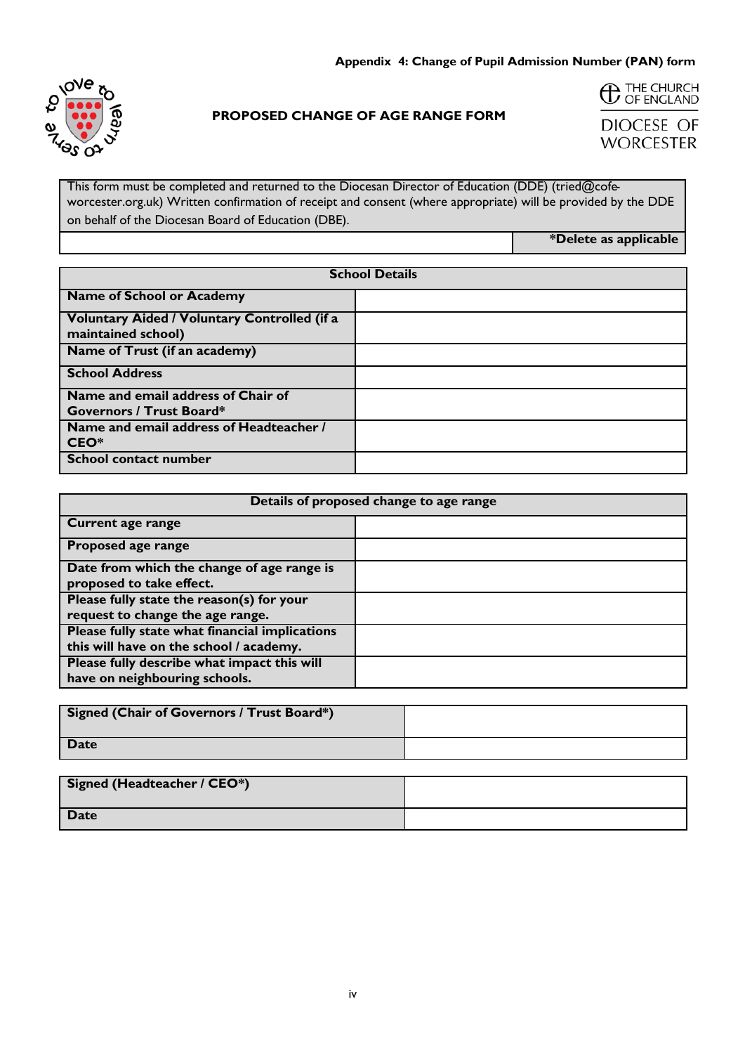**Appendix 4: Change of Pupil Admission Number (PAN) form**

THE CHURCH OF ENGLAND

DIOCESE OF WORCESTER

## PROPOSED CHANGE OF AGE RANGE FORM

This form must be completed and returned to the Diocesan Director of Education (DDE) (tried@cofe-worcester.org.uk) Written confirmation of receipt and consent (where appropriate) will be provided by the DDE on behalf of the Diocesan Board of Education (DBE).

**\*Delete as applicable**

| **School Details** | |
|---|---|
| **Name of School or Academy** | |
| **Voluntary Aided / Voluntary Controlled (if a maintained school)** | |
| **Name of Trust (if an academy)** | |
| **School Address** | |
| **Name and email address of Chair of Governors / Trust Board\*** | |
| **Name and email address of Headteacher / CEO\*** | |
| **School contact number** | |

| **Details of proposed change to age range** | |
|---|---|
| **Current age range** | |
| **Proposed age range** | |
| **Date from which the change of age range is proposed to take effect.** | |
| **Please fully state the reason(s) for your request to change the age range.** | |
| **Please fully state what financial implications this will have on the school / academy.** | |
| **Please fully describe what impact this will have on neighbouring schools.** | |

| **Signed (Chair of Governors / Trust Board\*)** | |
|---|---|
| **Date** | |

| **Signed (Headteacher / CEO\*)** | |
|---|---|
| **Date** | |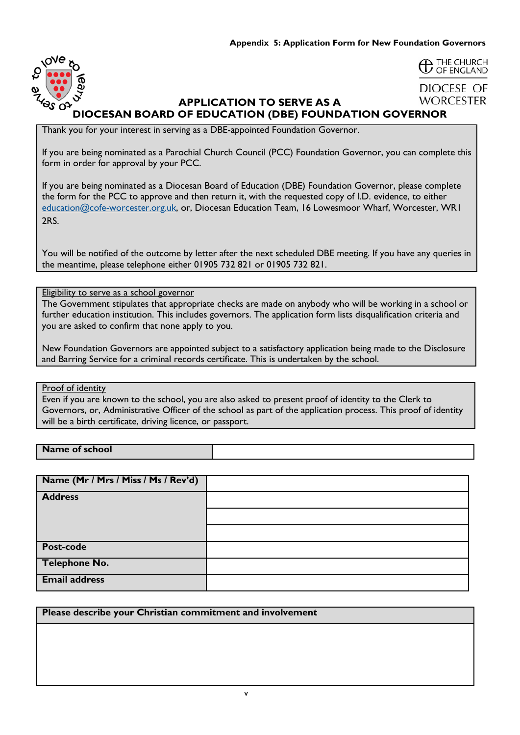Appendix 5: Application Form for New Foundation Governors

# APPLICATION TO SERVE AS A DIOCESAN BOARD OF EDUCATION (DBE) FOUNDATION GOVERNOR

Thank you for your interest in serving as a DBE-appointed Foundation Governor.

If you are being nominated as a Parochial Church Council (PCC) Foundation Governor, you can complete this form in order for approval by your PCC.

If you are being nominated as a Diocesan Board of Education (DBE) Foundation Governor, please complete the form for the PCC to approve and then return it, with the requested copy of I.D. evidence, to either education@cofe-worcester.org.uk, or, Diocesan Education Team, 16 Lowesmoor Wharf, Worcester, WR1 2RS.

You will be notified of the outcome by letter after the next scheduled DBE meeting. If you have any queries in the meantime, please telephone either 01905 732 821 or 01905 732 821.

Eligibility to serve as a school governor

The Government stipulates that appropriate checks are made on anybody who will be working in a school or further education institution. This includes governors. The application form lists disqualification criteria and you are asked to confirm that none apply to you.

New Foundation Governors are appointed subject to a satisfactory application being made to the Disclosure and Barring Service for a criminal records certificate. This is undertaken by the school.

Proof of identity

Even if you are known to the school, you are also asked to present proof of identity to the Clerk to Governors, or, Administrative Officer of the school as part of the application process. This proof of identity will be a birth certificate, driving licence, or passport.

| **Name of school** | |
|---|---|

| **Name (Mr / Mrs / Miss / Ms / Rev'd)** | |
|---|---|
| **Address** | |
| | |
| | |
| **Post-code** | |
| **Telephone No.** | |
| **Email address** | |

| **Please describe your Christian commitment and involvement** |
|---|
| |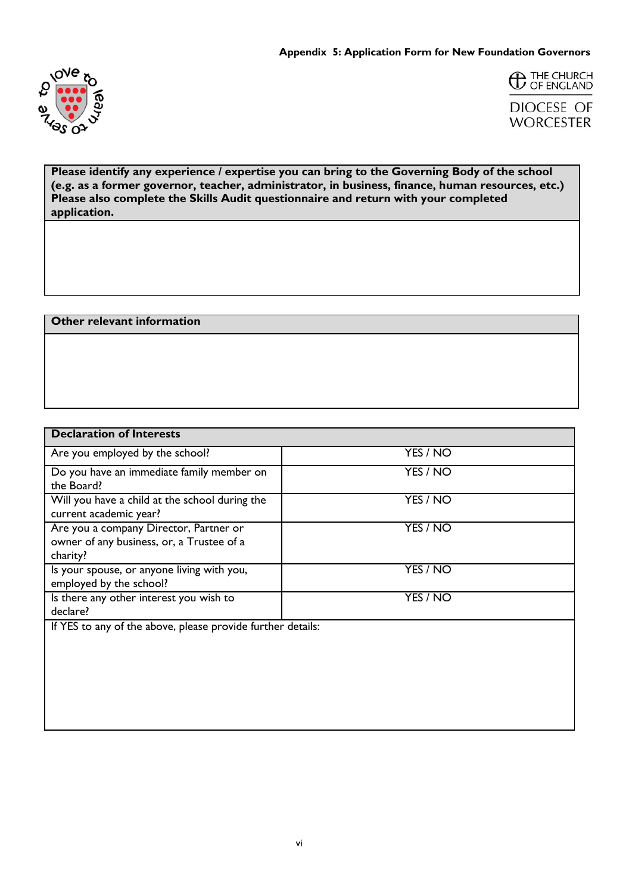**Appendix 5: Application Form for New Foundation Governors**

THE CHURCH OF ENGLAND

DIOCESE OF WORCESTER

| **Please identify any experience / expertise you can bring to the Governing Body of the school (e.g. as a former governor, teacher, administrator, in business, finance, human resources, etc.) Please also complete the Skills Audit questionnaire and return with your completed application.** |
|---|
| |

| **Other relevant information** |
|---|
| |

| **Declaration of Interests** | |
|---|---|
| Are you employed by the school? | YES / NO |
| Do you have an immediate family member on the Board? | YES / NO |
| Will you have a child at the school during the current academic year? | YES / NO |
| Are you a company Director, Partner or owner of any business, or, a Trustee of a charity? | YES / NO |
| Is your spouse, or anyone living with you, employed by the school? | YES / NO |
| Is there any other interest you wish to declare? | YES / NO |
| If YES to any of the above, please provide further details: | |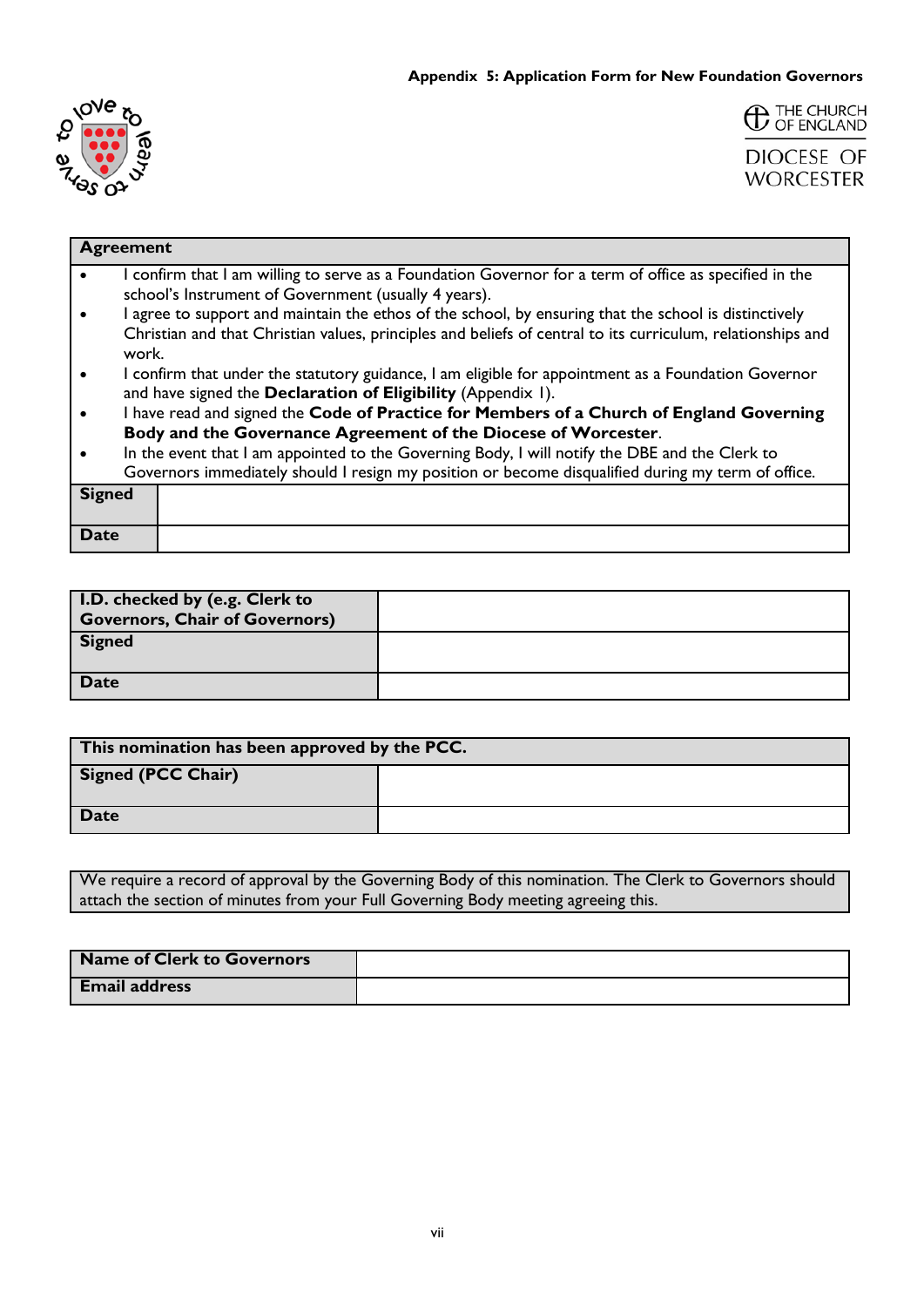**Appendix 5: Application Form for New Foundation Governors**

THE CHURCH OF ENGLAND

DIOCESE OF WORCESTER

| **Agreement** | |
|---|---|
| • I confirm that I am willing to serve as a Foundation Governor for a term of office as specified in the school's Instrument of Government (usually 4 years).<br>• I agree to support and maintain the ethos of the school, by ensuring that the school is distinctively Christian and that Christian values, principles and beliefs of central to its curriculum, relationships and work.<br>• I confirm that under the statutory guidance, I am eligible for appointment as a Foundation Governor and have signed the **Declaration of Eligibility** (Appendix 1).<br>• I have read and signed the **Code of Practice for Members of a Church of England Governing Body and the Governance Agreement of the Diocese of Worcester**.<br>• In the event that I am appointed to the Governing Body, I will notify the DBE and the Clerk to Governors immediately should I resign my position or become disqualified during my term of office. | |
| **Signed** | |
| **Date** | |

| **I.D. checked by (e.g. Clerk to Governors, Chair of Governors)** | |
|---|---|
| **Signed** | |
| **Date** | |

| **This nomination has been approved by the PCC.** | |
|---|---|
| **Signed (PCC Chair)** | |
| **Date** | |

We require a record of approval by the Governing Body of this nomination. The Clerk to Governors should attach the section of minutes from your Full Governing Body meeting agreeing this.

| **Name of Clerk to Governors** | |
|---|---|
| **Email address** | |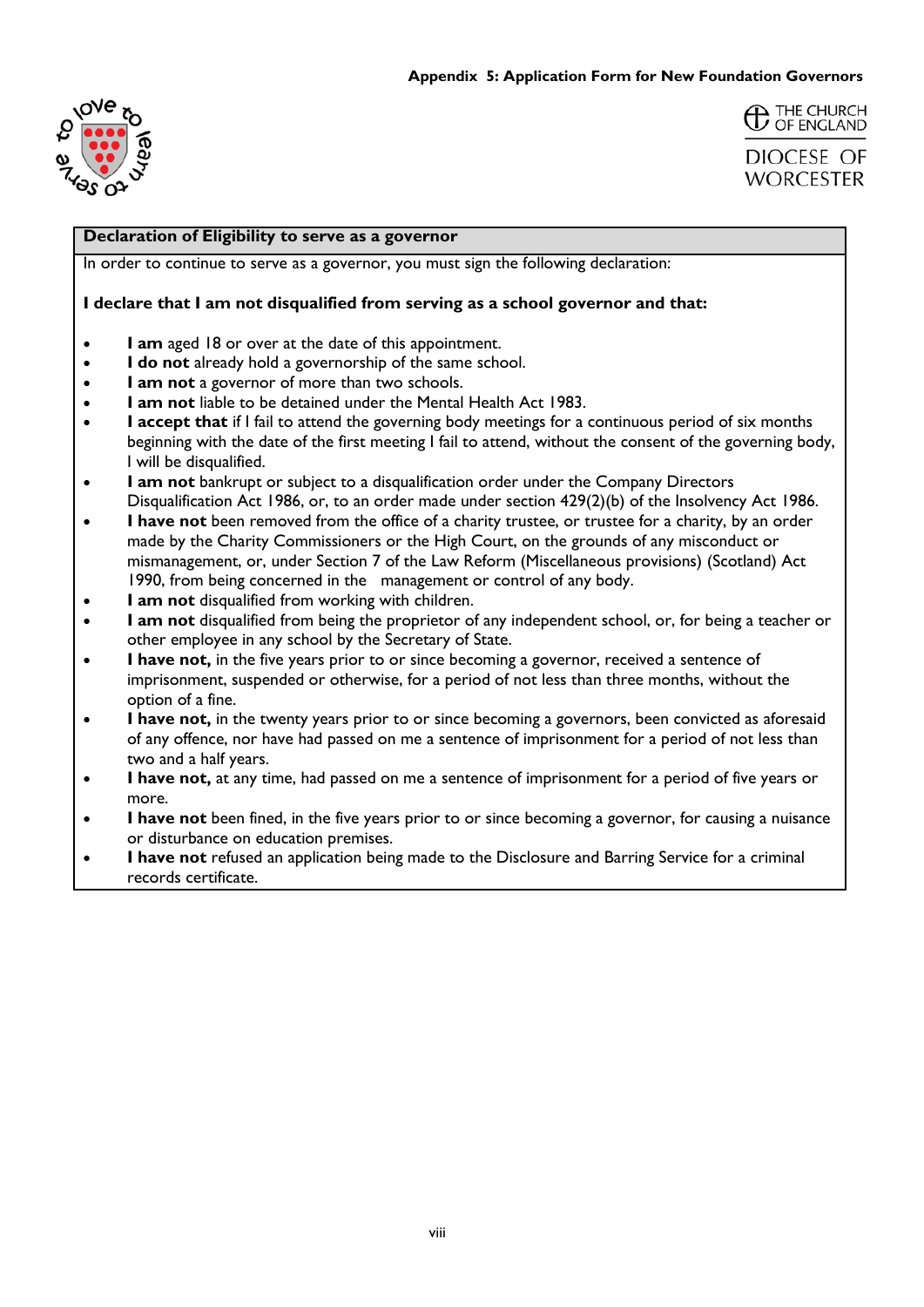**Appendix 5: Application Form for New Foundation Governors**

THE CHURCH OF ENGLAND

DIOCESE OF WORCESTER

## Declaration of Eligibility to serve as a governor

In order to continue to serve as a governor, you must sign the following declaration:

**I declare that I am not disqualified from serving as a school governor and that:**

- **I am** aged 18 or over at the date of this appointment.
- **I do not** already hold a governorship of the same school.
- **I am not** a governor of more than two schools.
- **I am not** liable to be detained under the Mental Health Act 1983.
- **I accept that** if I fail to attend the governing body meetings for a continuous period of six months beginning with the date of the first meeting I fail to attend, without the consent of the governing body, I will be disqualified.
- **I am not** bankrupt or subject to a disqualification order under the Company Directors Disqualification Act 1986, or, to an order made under section 429(2)(b) of the Insolvency Act 1986.
- **I have not** been removed from the office of a charity trustee, or trustee for a charity, by an order made by the Charity Commissioners or the High Court, on the grounds of any misconduct or mismanagement, or, under Section 7 of the Law Reform (Miscellaneous provisions) (Scotland) Act 1990, from being concerned in the management or control of any body.
- **I am not** disqualified from working with children.
- **I am not** disqualified from being the proprietor of any independent school, or, for being a teacher or other employee in any school by the Secretary of State.
- **I have not,** in the five years prior to or since becoming a governor, received a sentence of imprisonment, suspended or otherwise, for a period of not less than three months, without the option of a fine.
- **I have not,** in the twenty years prior to or since becoming a governors, been convicted as aforesaid of any offence, nor have had passed on me a sentence of imprisonment for a period of not less than two and a half years.
- **I have not,** at any time, had passed on me a sentence of imprisonment for a period of five years or more.
- **I have not** been fined, in the five years prior to or since becoming a governor, for causing a nuisance or disturbance on education premises.
- **I have not** refused an application being made to the Disclosure and Barring Service for a criminal records certificate.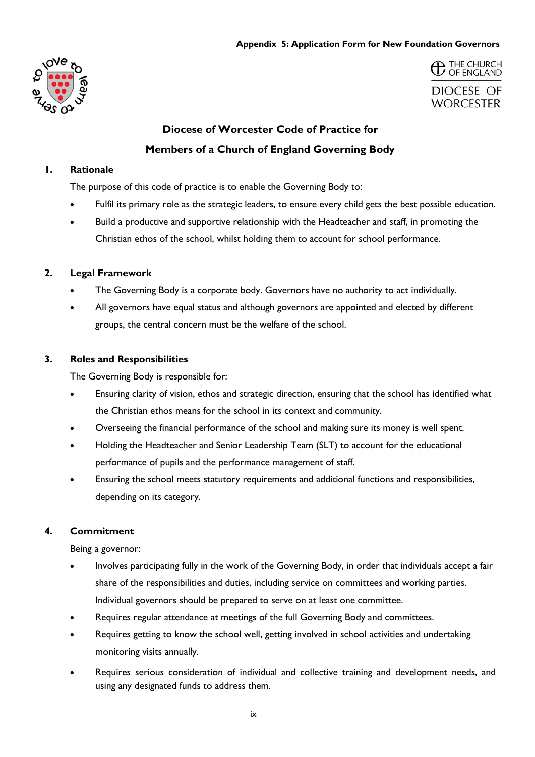Appendix 5: Application Form for New Foundation Governors

THE CHURCH OF ENGLAND

DIOCESE OF WORCESTER

## Diocese of Worcester Code of Practice for Members of a Church of England Governing Body

### 1. Rationale

The purpose of this code of practice is to enable the Governing Body to:

- Fulfil its primary role as the strategic leaders, to ensure every child gets the best possible education.
- Build a productive and supportive relationship with the Headteacher and staff, in promoting the Christian ethos of the school, whilst holding them to account for school performance.

### 2. Legal Framework

- The Governing Body is a corporate body. Governors have no authority to act individually.
- All governors have equal status and although governors are appointed and elected by different groups, the central concern must be the welfare of the school.

### 3. Roles and Responsibilities

The Governing Body is responsible for:

- Ensuring clarity of vision, ethos and strategic direction, ensuring that the school has identified what the Christian ethos means for the school in its context and community.
- Overseeing the financial performance of the school and making sure its money is well spent.
- Holding the Headteacher and Senior Leadership Team (SLT) to account for the educational performance of pupils and the performance management of staff.
- Ensuring the school meets statutory requirements and additional functions and responsibilities, depending on its category.

### 4. Commitment

Being a governor:

- Involves participating fully in the work of the Governing Body, in order that individuals accept a fair share of the responsibilities and duties, including service on committees and working parties. Individual governors should be prepared to serve on at least one committee.
- Requires regular attendance at meetings of the full Governing Body and committees.
- Requires getting to know the school well, getting involved in school activities and undertaking monitoring visits annually.
- Requires serious consideration of individual and collective training and development needs, and using any designated funds to address them.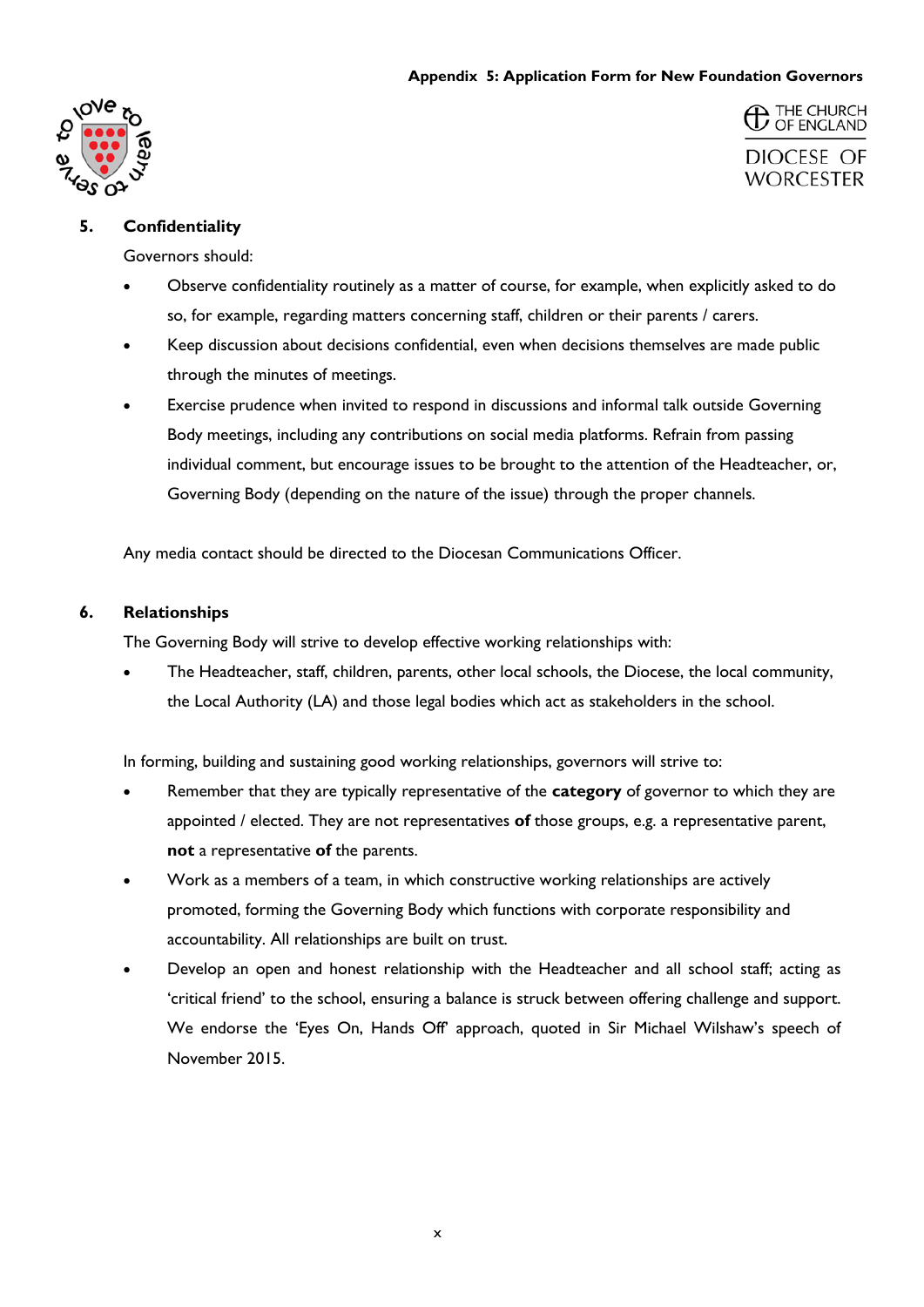## 5. Confidentiality

Governors should:

- Observe confidentiality routinely as a matter of course, for example, when explicitly asked to do so, for example, regarding matters concerning staff, children or their parents / carers.
- Keep discussion about decisions confidential, even when decisions themselves are made public through the minutes of meetings.
- Exercise prudence when invited to respond in discussions and informal talk outside Governing Body meetings, including any contributions on social media platforms. Refrain from passing individual comment, but encourage issues to be brought to the attention of the Headteacher, or, Governing Body (depending on the nature of the issue) through the proper channels.

Any media contact should be directed to the Diocesan Communications Officer.

## 6. Relationships

The Governing Body will strive to develop effective working relationships with:

- The Headteacher, staff, children, parents, other local schools, the Diocese, the local community, the Local Authority (LA) and those legal bodies which act as stakeholders in the school.

In forming, building and sustaining good working relationships, governors will strive to:

- Remember that they are typically representative of the **category** of governor to which they are appointed / elected. They are not representatives **of** those groups, e.g. a representative parent, **not** a representative **of** the parents.
- Work as a members of a team, in which constructive working relationships are actively promoted, forming the Governing Body which functions with corporate responsibility and accountability. All relationships are built on trust.
- Develop an open and honest relationship with the Headteacher and all school staff; acting as 'critical friend' to the school, ensuring a balance is struck between offering challenge and support. We endorse the 'Eyes On, Hands Off' approach, quoted in Sir Michael Wilshaw's speech of November 2015.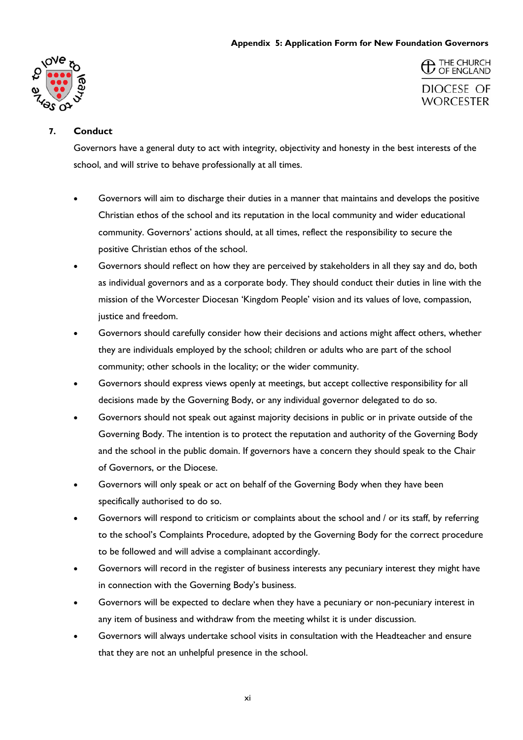## 7. Conduct

Governors have a general duty to act with integrity, objectivity and honesty in the best interests of the school, and will strive to behave professionally at all times.

- Governors will aim to discharge their duties in a manner that maintains and develops the positive Christian ethos of the school and its reputation in the local community and wider educational community. Governors' actions should, at all times, reflect the responsibility to secure the positive Christian ethos of the school.
- Governors should reflect on how they are perceived by stakeholders in all they say and do, both as individual governors and as a corporate body. They should conduct their duties in line with the mission of the Worcester Diocesan 'Kingdom People' vision and its values of love, compassion, justice and freedom.
- Governors should carefully consider how their decisions and actions might affect others, whether they are individuals employed by the school; children or adults who are part of the school community; other schools in the locality; or the wider community.
- Governors should express views openly at meetings, but accept collective responsibility for all decisions made by the Governing Body, or any individual governor delegated to do so.
- Governors should not speak out against majority decisions in public or in private outside of the Governing Body. The intention is to protect the reputation and authority of the Governing Body and the school in the public domain. If governors have a concern they should speak to the Chair of Governors, or the Diocese.
- Governors will only speak or act on behalf of the Governing Body when they have been specifically authorised to do so.
- Governors will respond to criticism or complaints about the school and / or its staff, by referring to the school's Complaints Procedure, adopted by the Governing Body for the correct procedure to be followed and will advise a complainant accordingly.
- Governors will record in the register of business interests any pecuniary interest they might have in connection with the Governing Body's business.
- Governors will be expected to declare when they have a pecuniary or non-pecuniary interest in any item of business and withdraw from the meeting whilst it is under discussion.
- Governors will always undertake school visits in consultation with the Headteacher and ensure that they are not an unhelpful presence in the school.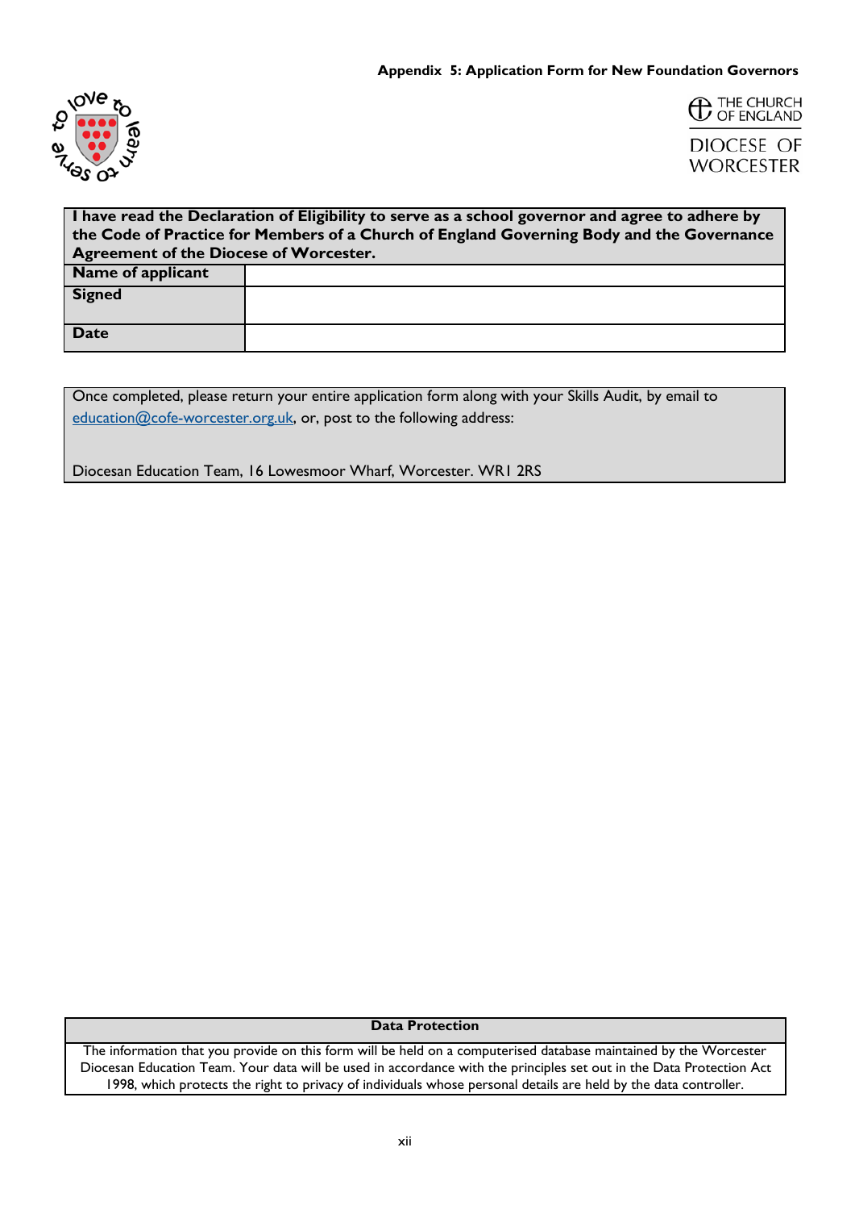**Appendix 5: Application Form for New Foundation Governors**

| **I have read the Declaration of Eligibility to serve as a school governor and agree to adhere by the Code of Practice for Members of a Church of England Governing Body and the Governance Agreement of the Diocese of Worcester.** | |
|---|---|
| **Name of applicant** | |
| **Signed** | |
| **Date** | |

Once completed, please return your entire application form along with your Skills Audit, by email to education@cofe-worcester.org.uk, or, post to the following address:

Diocesan Education Team, 16 Lowesmoor Wharf, Worcester. WR1 2RS

| **Data Protection** |
|---|
| The information that you provide on this form will be held on a computerised database maintained by the Worcester Diocesan Education Team. Your data will be used in accordance with the principles set out in the Data Protection Act 1998, which protects the right to privacy of individuals whose personal details are held by the data controller. |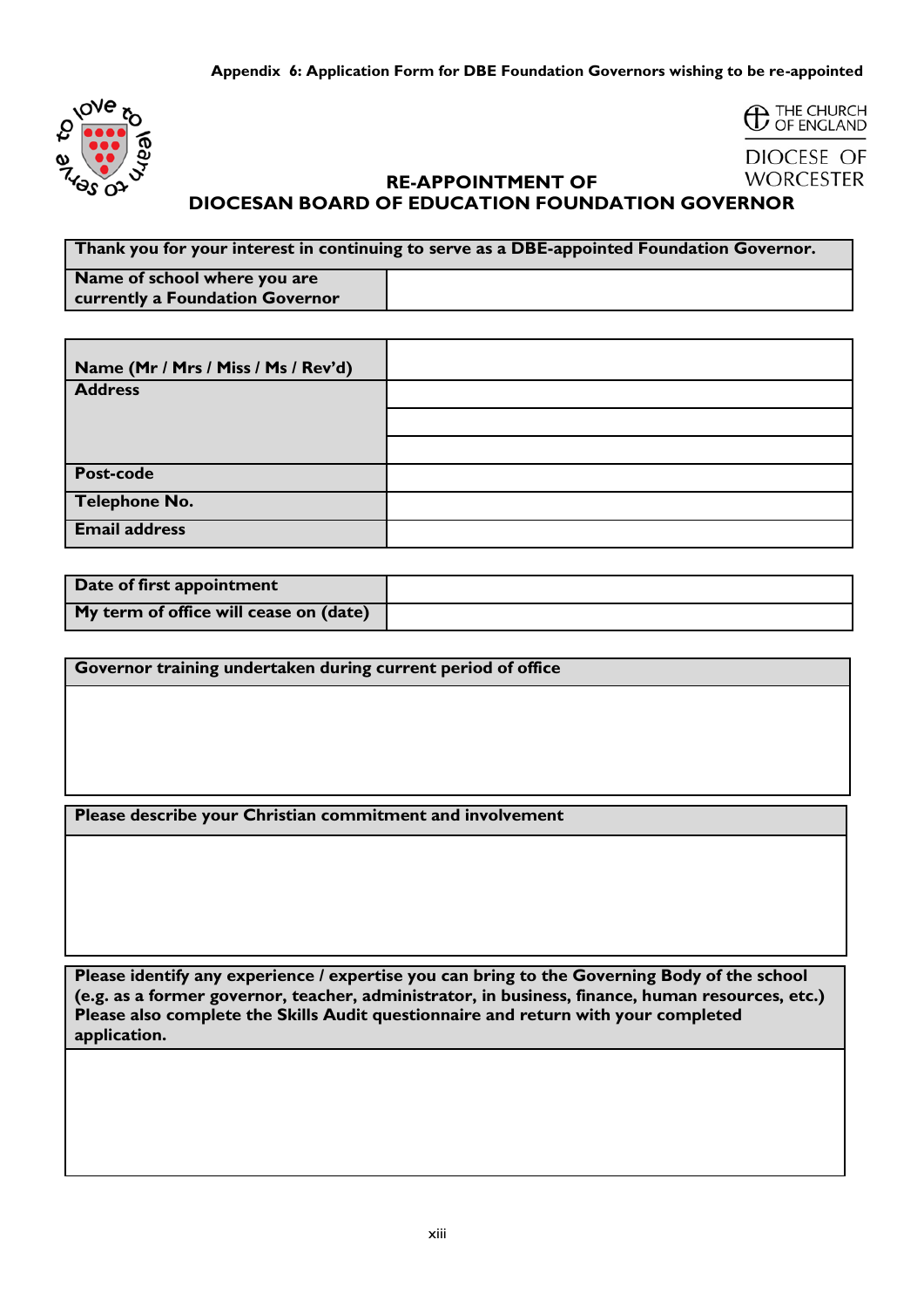**Appendix 6: Application Form for DBE Foundation Governors wishing to be re-appointed**

THE CHURCH OF ENGLAND

DIOCESE OF WORCESTER

## RE-APPOINTMENT OF DIOCESAN BOARD OF EDUCATION FOUNDATION GOVERNOR

| Thank you for your interest in continuing to serve as a DBE-appointed Foundation Governor. | |
|---|---|
| **Name of school where you are currently a Foundation Governor** | |

| | |
|---|---|
| **Name (Mr / Mrs / Miss / Ms / Rev'd)** | |
| **Address** | |
| | |
| | |
| **Post-code** | |
| **Telephone No.** | |
| **Email address** | |

| | |
|---|---|
| **Date of first appointment** | |
| **My term of office will cease on (date)** | |

| **Governor training undertaken during current period of office** |
|---|
| |

| **Please describe your Christian commitment and involvement** |
|---|
| |

| **Please identify any experience / expertise you can bring to the Governing Body of the school (e.g. as a former governor, teacher, administrator, in business, finance, human resources, etc.) Please also complete the Skills Audit questionnaire and return with your completed application.** |
|---|
| |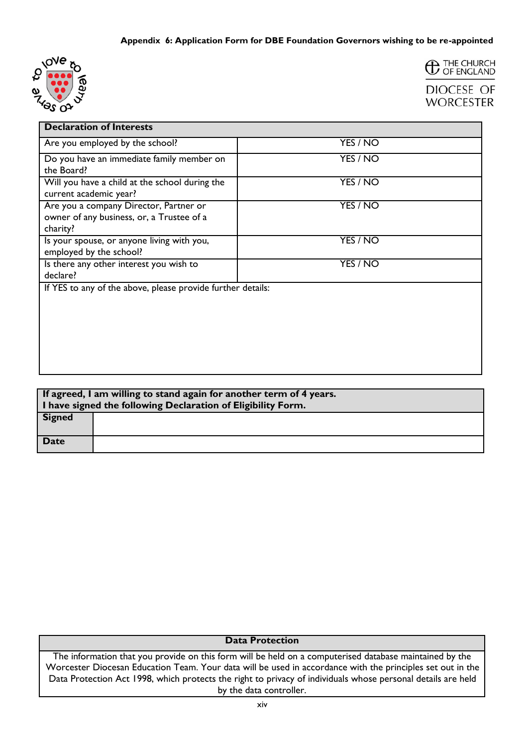**Appendix 6: Application Form for DBE Foundation Governors wishing to be re-appointed**

THE CHURCH OF ENGLAND
DIOCESE OF WORCESTER

| **Declaration of Interests** | |
|---|---|
| Are you employed by the school? | YES / NO |
| Do you have an immediate family member on the Board? | YES / NO |
| Will you have a child at the school during the current academic year? | YES / NO |
| Are you a company Director, Partner or owner of any business, or, a Trustee of a charity? | YES / NO |
| Is your spouse, or anyone living with you, employed by the school? | YES / NO |
| Is there any other interest you wish to declare? | YES / NO |
| If YES to any of the above, please provide further details: | |

| **If agreed, I am willing to stand again for another term of 4 years.**<br>**I have signed the following Declaration of Eligibility Form.** | |
|---|---|
| **Signed** | |
| **Date** | |

| **Data Protection** |
|---|
| The information that you provide on this form will be held on a computerised database maintained by the Worcester Diocesan Education Team. Your data will be used in accordance with the principles set out in the Data Protection Act 1998, which protects the right to privacy of individuals whose personal details are held by the data controller. |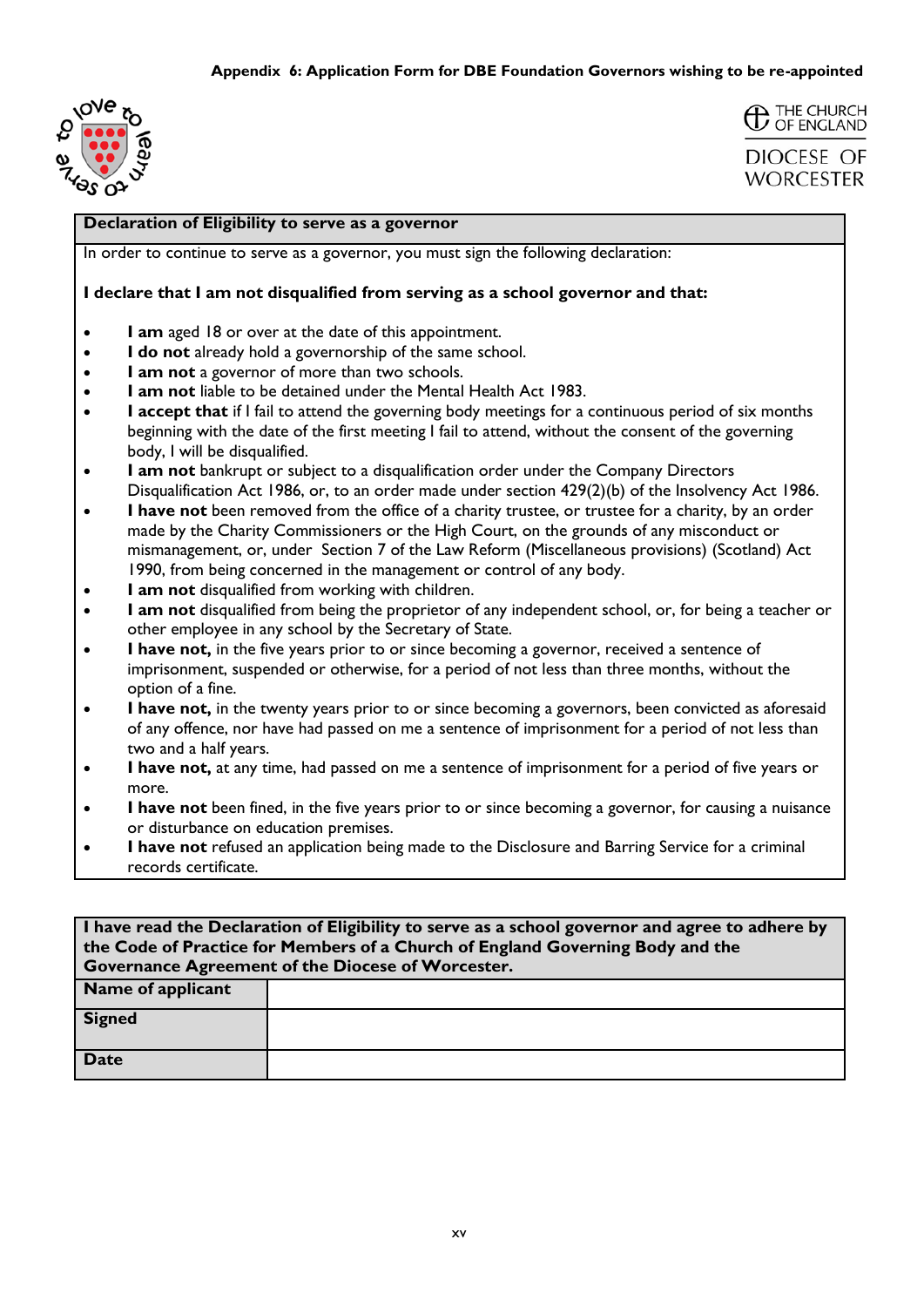**Appendix 6: Application Form for DBE Foundation Governors wishing to be re-appointed**

THE CHURCH OF ENGLAND

DIOCESE OF WORCESTER

| **Declaration of Eligibility to serve as a governor** |
|---|
| In order to continue to serve as a governor, you must sign the following declaration: |

**I declare that I am not disqualified from serving as a school governor and that:**

- **I am** aged 18 or over at the date of this appointment.
- **I do not** already hold a governorship of the same school.
- **I am not** a governor of more than two schools.
- **I am not** liable to be detained under the Mental Health Act 1983.
- **I accept that** if I fail to attend the governing body meetings for a continuous period of six months beginning with the date of the first meeting I fail to attend, without the consent of the governing body, I will be disqualified.
- **I am not** bankrupt or subject to a disqualification order under the Company Directors Disqualification Act 1986, or, to an order made under section 429(2)(b) of the Insolvency Act 1986.
- **I have not** been removed from the office of a charity trustee, or trustee for a charity, by an order made by the Charity Commissioners or the High Court, on the grounds of any misconduct or mismanagement, or, under Section 7 of the Law Reform (Miscellaneous provisions) (Scotland) Act 1990, from being concerned in the management or control of any body.
- **I am not** disqualified from working with children.
- **I am not** disqualified from being the proprietor of any independent school, or, for being a teacher or other employee in any school by the Secretary of State.
- **I have not,** in the five years prior to or since becoming a governor, received a sentence of imprisonment, suspended or otherwise, for a period of not less than three months, without the option of a fine.
- **I have not,** in the twenty years prior to or since becoming a governors, been convicted as aforesaid of any offence, nor have had passed on me a sentence of imprisonment for a period of not less than two and a half years.
- **I have not,** at any time, had passed on me a sentence of imprisonment for a period of five years or more.
- **I have not** been fined, in the five years prior to or since becoming a governor, for causing a nuisance or disturbance on education premises.
- **I have not** refused an application being made to the Disclosure and Barring Service for a criminal records certificate.

| **I have read the Declaration of Eligibility to serve as a school governor and agree to adhere by the Code of Practice for Members of a Church of England Governing Body and the Governance Agreement of the Diocese of Worcester.** | |
|---|---|
| **Name of applicant** | |
| **Signed** | |
| **Date** | |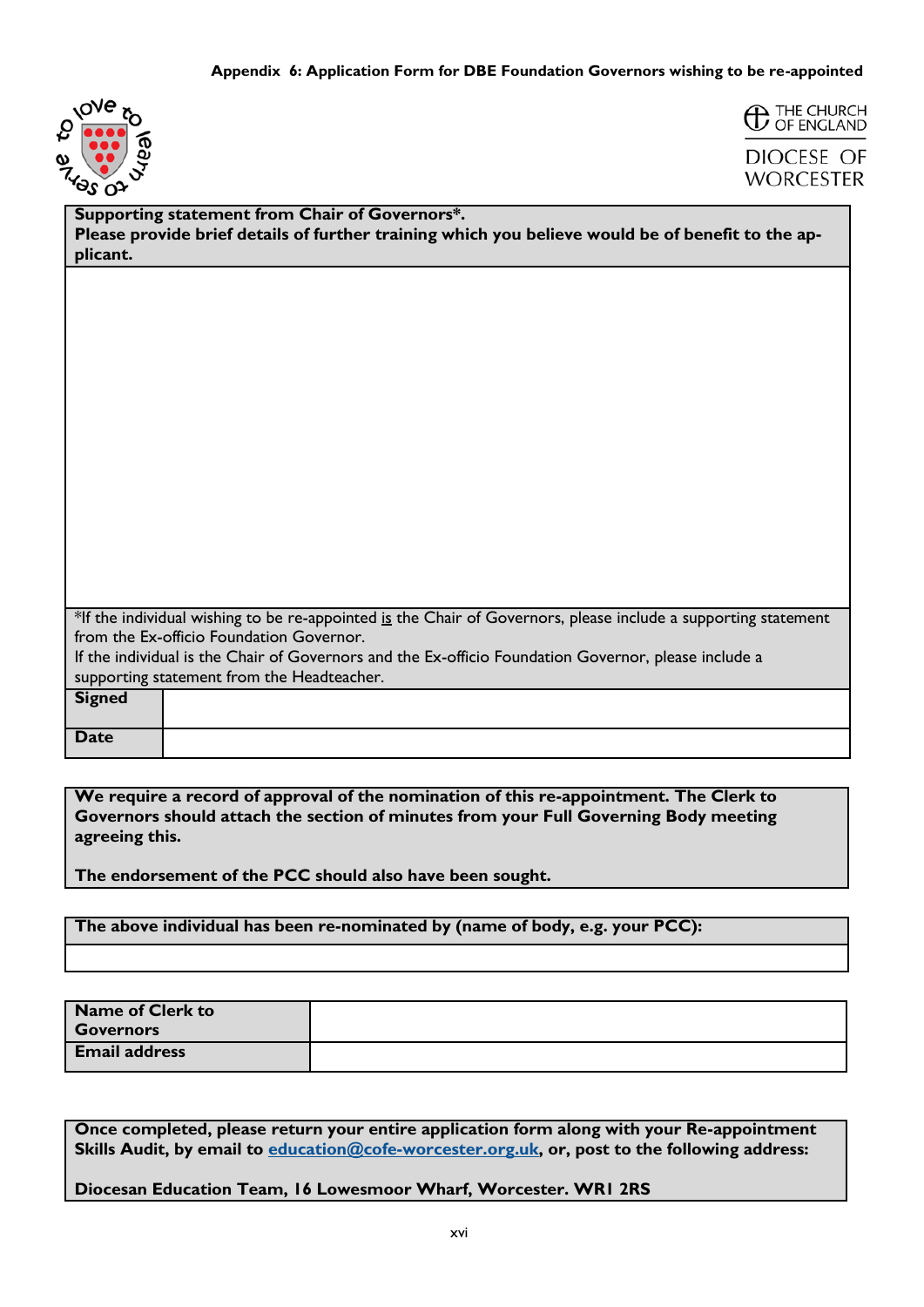**Appendix 6: Application Form for DBE Foundation Governors wishing to be re-appointed**

to love to learn to serve

THE CHURCH OF ENGLAND

DIOCESE OF WORCESTER

| **Supporting statement from Chair of Governors*.** **Please provide brief details of further training which you believe would be of benefit to the applicant.** | |
|---|---|
| | |
| *If the individual wishing to be re-appointed is the Chair of Governors, please include a supporting statement from the Ex-officio Foundation Governor. If the individual is the Chair of Governors and the Ex-officio Foundation Governor, please include a supporting statement from the Headteacher. | |
| **Signed** | |
| **Date** | |

**We require a record of approval of the nomination of this re-appointment. The Clerk to Governors should attach the section of minutes from your Full Governing Body meeting agreeing this.**

**The endorsement of the PCC should also have been sought.**

| **The above individual has been re-nominated by (name of body, e.g. your PCC):** |
|---|
| |

| **Name of Clerk to Governors** | |
|---|---|
| **Email address** | |

**Once completed, please return your entire application form along with your Re-appointment Skills Audit, by email to [education@cofe-worcester.org.uk](mailto:education@cofe-worcester.org.uk), or, post to the following address:**

**Diocesan Education Team, 16 Lowesmoor Wharf, Worcester. WR1 2RS**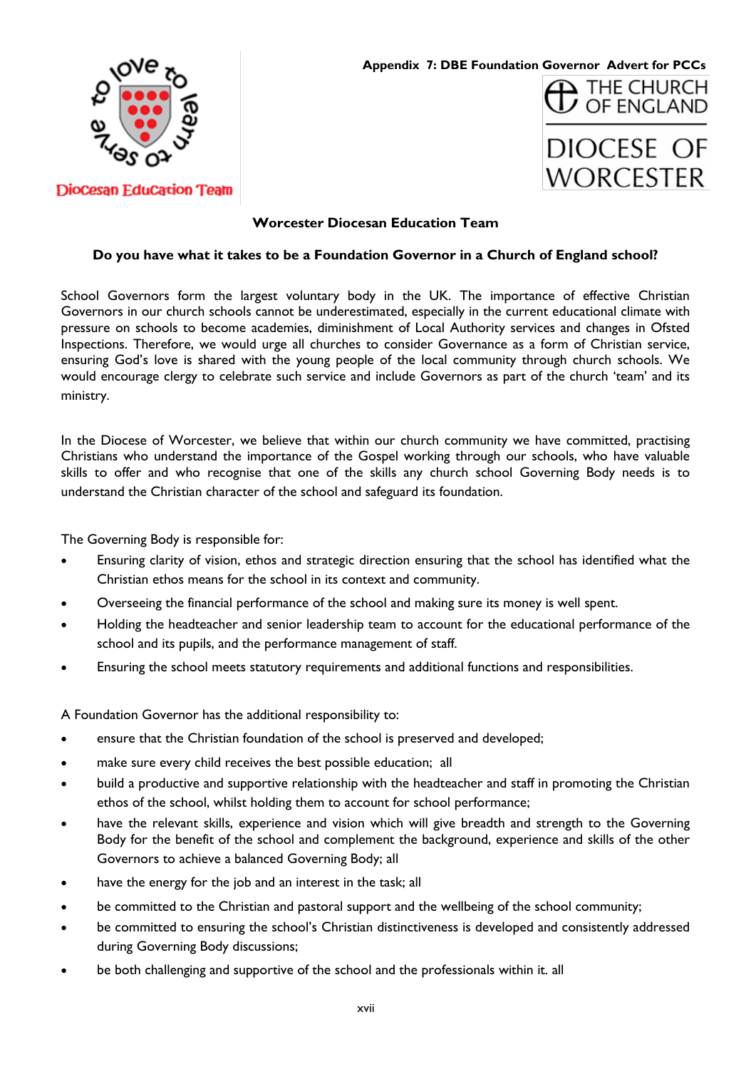**Appendix 7: DBE Foundation Governor Advert for PCCs**

to love to learn to serve

Diocesan Education Team

THE CHURCH OF ENGLAND

DIOCESE OF WORCESTER

## Worcester Diocesan Education Team

### Do you have what it takes to be a Foundation Governor in a Church of England school?

School Governors form the largest voluntary body in the UK. The importance of effective Christian Governors in our church schools cannot be underestimated, especially in the current educational climate with pressure on schools to become academies, diminishment of Local Authority services and changes in Ofsted Inspections. Therefore, we would urge all churches to consider Governance as a form of Christian service, ensuring God's love is shared with the young people of the local community through church schools. We would encourage clergy to celebrate such service and include Governors as part of the church 'team' and its ministry.

In the Diocese of Worcester, we believe that within our church community we have committed, practising Christians who understand the importance of the Gospel working through our schools, who have valuable skills to offer and who recognise that one of the skills any church school Governing Body needs is to understand the Christian character of the school and safeguard its foundation.

The Governing Body is responsible for:

- Ensuring clarity of vision, ethos and strategic direction ensuring that the school has identified what the Christian ethos means for the school in its context and community.
- Overseeing the financial performance of the school and making sure its money is well spent.
- Holding the headteacher and senior leadership team to account for the educational performance of the school and its pupils, and the performance management of staff.
- Ensuring the school meets statutory requirements and additional functions and responsibilities.

A Foundation Governor has the additional responsibility to:

- ensure that the Christian foundation of the school is preserved and developed;
- make sure every child receives the best possible education; all
- build a productive and supportive relationship with the headteacher and staff in promoting the Christian ethos of the school, whilst holding them to account for school performance;
- have the relevant skills, experience and vision which will give breadth and strength to the Governing Body for the benefit of the school and complement the background, experience and skills of the other Governors to achieve a balanced Governing Body; all
- have the energy for the job and an interest in the task; all
- be committed to the Christian and pastoral support and the wellbeing of the school community;
- be committed to ensuring the school's Christian distinctiveness is developed and consistently addressed during Governing Body discussions;
- be both challenging and supportive of the school and the professionals within it. all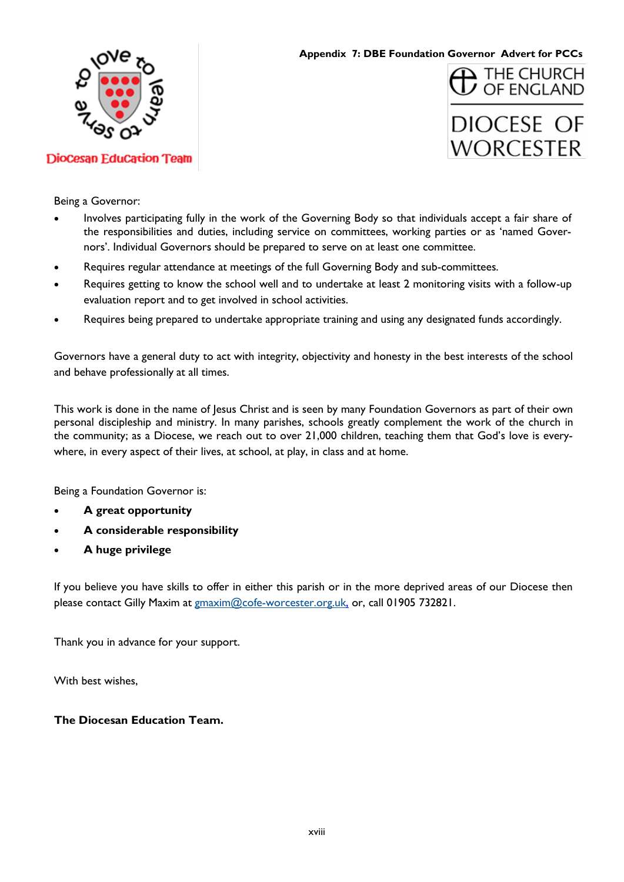**Appendix 7: DBE Foundation Governor Advert for PCCs**

Diocesan Education Team

THE CHURCH OF ENGLAND

DIOCESE OF WORCESTER

Being a Governor:

- Involves participating fully in the work of the Governing Body so that individuals accept a fair share of the responsibilities and duties, including service on committees, working parties or as 'named Governors'. Individual Governors should be prepared to serve on at least one committee.
- Requires regular attendance at meetings of the full Governing Body and sub-committees.
- Requires getting to know the school well and to undertake at least 2 monitoring visits with a follow-up evaluation report and to get involved in school activities.
- Requires being prepared to undertake appropriate training and using any designated funds accordingly.

Governors have a general duty to act with integrity, objectivity and honesty in the best interests of the school and behave professionally at all times.

This work is done in the name of Jesus Christ and is seen by many Foundation Governors as part of their own personal discipleship and ministry. In many parishes, schools greatly complement the work of the church in the community; as a Diocese, we reach out to over 21,000 children, teaching them that God's love is everywhere, in every aspect of their lives, at school, at play, in class and at home.

Being a Foundation Governor is:

- **A great opportunity**
- **A considerable responsibility**
- **A huge privilege**

If you believe you have skills to offer in either this parish or in the more deprived areas of our Diocese then please contact Gilly Maxim at gmaxim@cofe-worcester.org.uk, or, call 01905 732821.

Thank you in advance for your support.

With best wishes,

**The Diocesan Education Team.**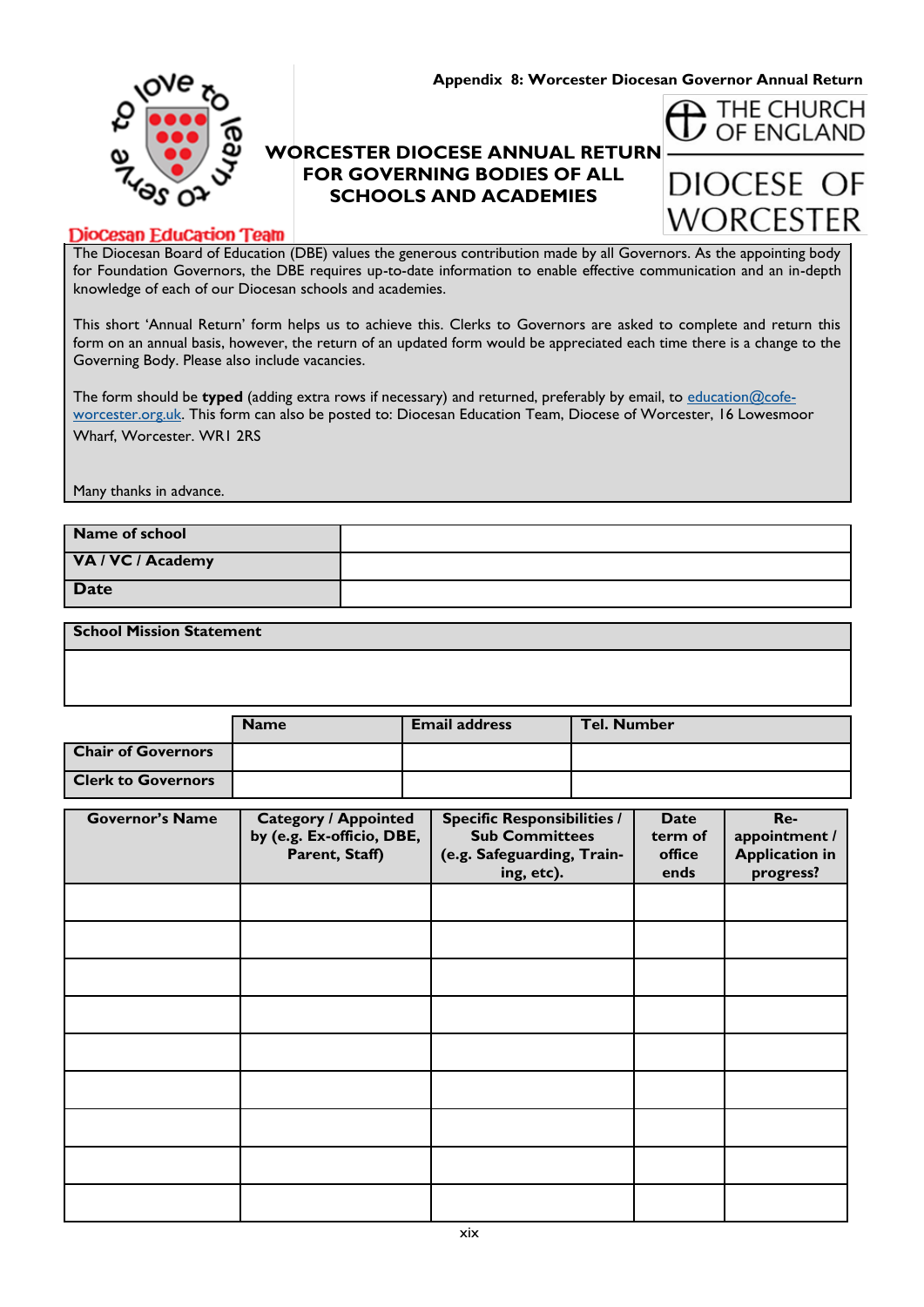Appendix 8: Worcester Diocesan Governor Annual Return

Diocesan Education Team

# WORCESTER DIOCESE ANNUAL RETURN FOR GOVERNING BODIES OF ALL SCHOOLS AND ACADEMIES

THE CHURCH OF ENGLAND

DIOCESE OF WORCESTER

The Diocesan Board of Education (DBE) values the generous contribution made by all Governors. As the appointing body for Foundation Governors, the DBE requires up-to-date information to enable effective communication and an in-depth knowledge of each of our Diocesan schools and academies.

This short 'Annual Return' form helps us to achieve this. Clerks to Governors are asked to complete and return this form on an annual basis, however, the return of an updated form would be appreciated each time there is a change to the Governing Body. Please also include vacancies.

The form should be **typed** (adding extra rows if necessary) and returned, preferably by email, to education@cofe-worcester.org.uk. This form can also be posted to: Diocesan Education Team, Diocese of Worcester, 16 Lowesmoor Wharf, Worcester. WR1 2RS

Many thanks in advance.

| | |
|---|---|
| **Name of school** | |
| **VA / VC / Academy** | |
| **Date** | |

| **School Mission Statement** |
|---|
| |

| | **Name** | **Email address** | **Tel. Number** |
|---|---|---|---|
| **Chair of Governors** | | | |
| **Clerk to Governors** | | | |

| **Governor's Name** | **Category / Appointed by (e.g. Ex-officio, DBE, Parent, Staff)** | **Specific Responsibilities / Sub Committees (e.g. Safeguarding, Training, etc).** | **Date term of office ends** | **Re-appointment / Application in progress?** |
|---|---|---|---|---|
| | | | | |
| | | | | |
| | | | | |
| | | | | |
| | | | | |
| | | | | |
| | | | | |
| | | | | |
| | | | | |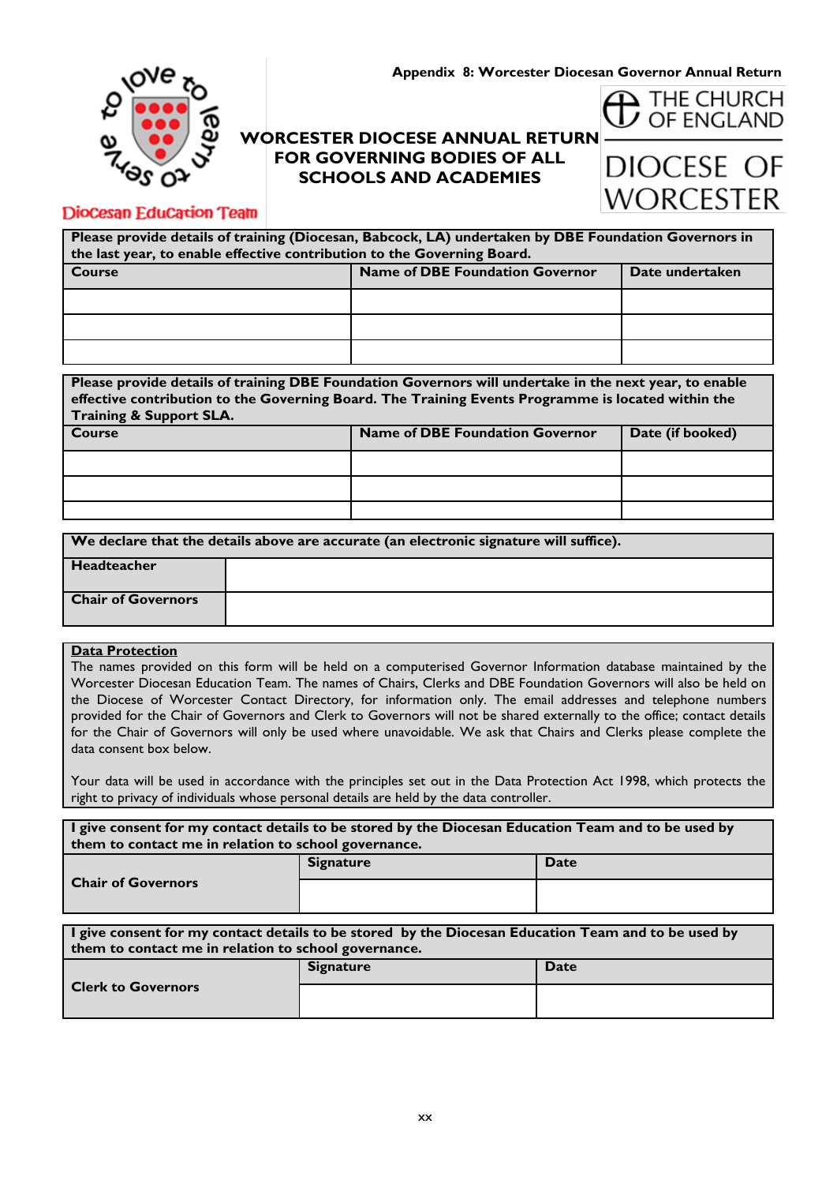Appendix 8: Worcester Diocesan Governor Annual Return

Diocesan Education Team

THE CHURCH OF ENGLAND

DIOCESE OF WORCESTER

# WORCESTER DIOCESE ANNUAL RETURN FOR GOVERNING BODIES OF ALL SCHOOLS AND ACADEMIES

| **Please provide details of training (Diocesan, Babcock, LA) undertaken by DBE Foundation Governors in the last year, to enable effective contribution to the Governing Board.** | | |
|---|---|---|
| **Course** | **Name of DBE Foundation Governor** | **Date undertaken** |
| | | |
| | | |
| | | |

| **Please provide details of training DBE Foundation Governors will undertake in the next year, to enable effective contribution to the Governing Board. The Training Events Programme is located within the Training & Support SLA.** | | |
|---|---|---|
| **Course** | **Name of DBE Foundation Governor** | **Date (if booked)** |
| | | |
| | | |
| | | |

| **We declare that the details above are accurate (an electronic signature will suffice).** | |
|---|---|
| **Headteacher** | |
| **Chair of Governors** | |

**Data Protection**

The names provided on this form will be held on a computerised Governor Information database maintained by the Worcester Diocesan Education Team. The names of Chairs, Clerks and DBE Foundation Governors will also be held on the Diocese of Worcester Contact Directory, for information only. The email addresses and telephone numbers provided for the Chair of Governors and Clerk to Governors will not be shared externally to the office; contact details for the Chair of Governors will only be used where unavoidable. We ask that Chairs and Clerks please complete the data consent box below.

Your data will be used in accordance with the principles set out in the Data Protection Act 1998, which protects the right to privacy of individuals whose personal details are held by the data controller.

| **I give consent for my contact details to be stored by the Diocesan Education Team and to be used by them to contact me in relation to school governance.** | | |
|---|---|---|
| **Chair of Governors** | **Signature** | **Date** |
| | | |

| **I give consent for my contact details to be stored by the Diocesan Education Team and to be used by them to contact me in relation to school governance.** | | |
|---|---|---|
| **Clerk to Governors** | **Signature** | **Date** |
| | | |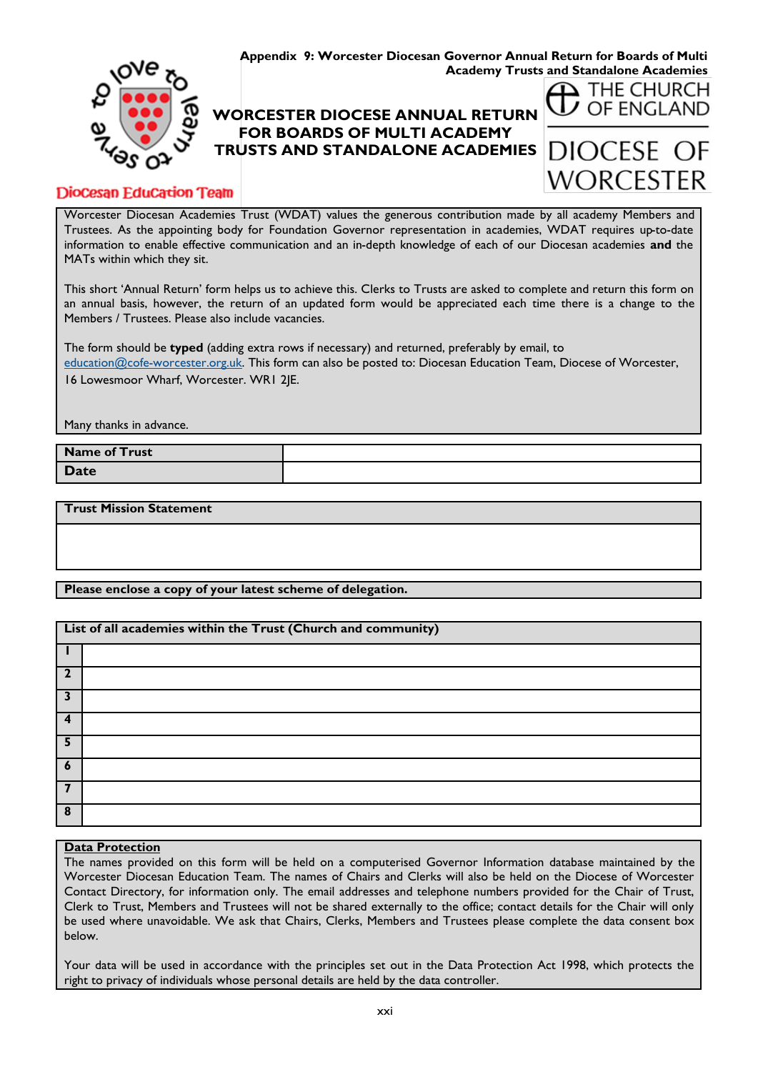**Appendix 9: Worcester Diocesan Governor Annual Return for Boards of Multi Academy Trusts and Standalone Academies**

to love to learn to serve

Diocesan Education Team

# WORCESTER DIOCESE ANNUAL RETURN FOR BOARDS OF MULTI ACADEMY TRUSTS AND STANDALONE ACADEMIES

THE CHURCH OF ENGLAND

DIOCESE OF WORCESTER

Worcester Diocesan Academies Trust (WDAT) values the generous contribution made by all academy Members and Trustees. As the appointing body for Foundation Governor representation in academies, WDAT requires up-to-date information to enable effective communication and an in-depth knowledge of each of our Diocesan academies **and** the MATs within which they sit.

This short 'Annual Return' form helps us to achieve this. Clerks to Trusts are asked to complete and return this form on an annual basis, however, the return of an updated form would be appreciated each time there is a change to the Members / Trustees. Please also include vacancies.

The form should be **typed** (adding extra rows if necessary) and returned, preferably by email, to education@cofe-worcester.org.uk. This form can also be posted to: Diocesan Education Team, Diocese of Worcester, 16 Lowesmoor Wharf, Worcester. WR1 2JE.

Many thanks in advance.

| **Name of Trust** | |
|---|---|
| **Date** | |

| **Trust Mission Statement** |
|---|
| |

**Please enclose a copy of your latest scheme of delegation.**

| **List of all academies within the Trust (Church and community)** | |
|---|---|
| **1** | |
| **2** | |
| **3** | |
| **4** | |
| **5** | |
| **6** | |
| **7** | |
| **8** | |

**Data Protection**

The names provided on this form will be held on a computerised Governor Information database maintained by the Worcester Diocesan Education Team. The names of Chairs and Clerks will also be held on the Diocese of Worcester Contact Directory, for information only. The email addresses and telephone numbers provided for the Chair of Trust, Clerk to Trust, Members and Trustees will not be shared externally to the office; contact details for the Chair will only be used where unavoidable. We ask that Chairs, Clerks, Members and Trustees please complete the data consent box below.

Your data will be used in accordance with the principles set out in the Data Protection Act 1998, which protects the right to privacy of individuals whose personal details are held by the data controller.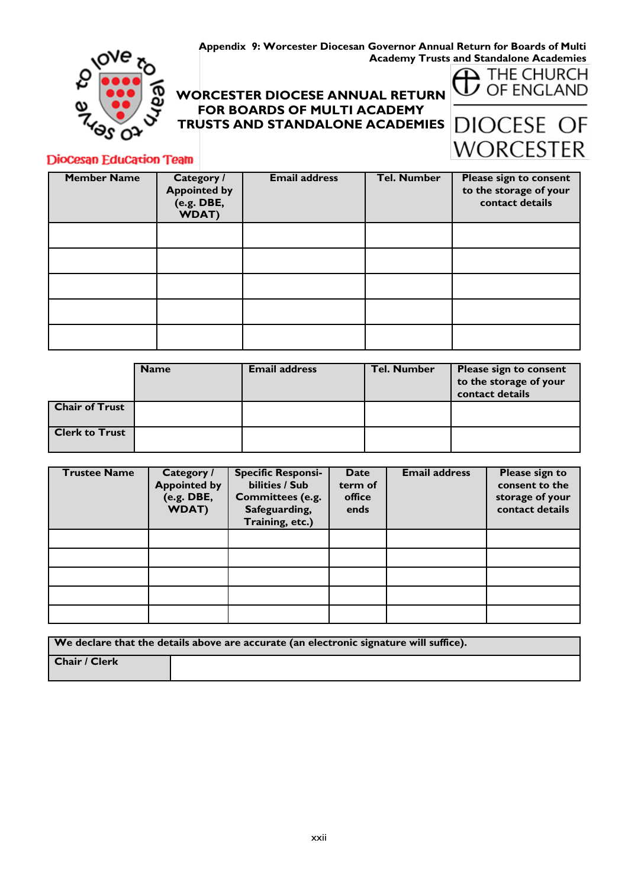**Appendix 9: Worcester Diocesan Governor Annual Return for Boards of Multi Academy Trusts and Standalone Academies**

to love to learn to serve

Diocesan Education Team

# WORCESTER DIOCESE ANNUAL RETURN FOR BOARDS OF MULTI ACADEMY TRUSTS AND STANDALONE ACADEMIES

THE CHURCH OF ENGLAND

DIOCESE OF WORCESTER

| Member Name | Category / Appointed by (e.g. DBE, WDAT) | Email address | Tel. Number | Please sign to consent to the storage of your contact details |
|---|---|---|---|---|
| | | | | |
| | | | | |
| | | | | |
| | | | | |
| | | | | |

| | Name | Email address | Tel. Number | Please sign to consent to the storage of your contact details |
|---|---|---|---|---|
| Chair of Trust | | | | |
| Clerk to Trust | | | | |

| Trustee Name | Category / Appointed by (e.g. DBE, WDAT) | Specific Responsibilities / Sub Committees (e.g. Safeguarding, Training, etc.) | Date term of office ends | Email address | Please sign to consent to the storage of your contact details |
|---|---|---|---|---|---|
| | | | | | |
| | | | | | |
| | | | | | |
| | | | | | |
| | | | | | |

| We declare that the details above are accurate (an electronic signature will suffice). | |
|---|---|
| Chair / Clerk | |